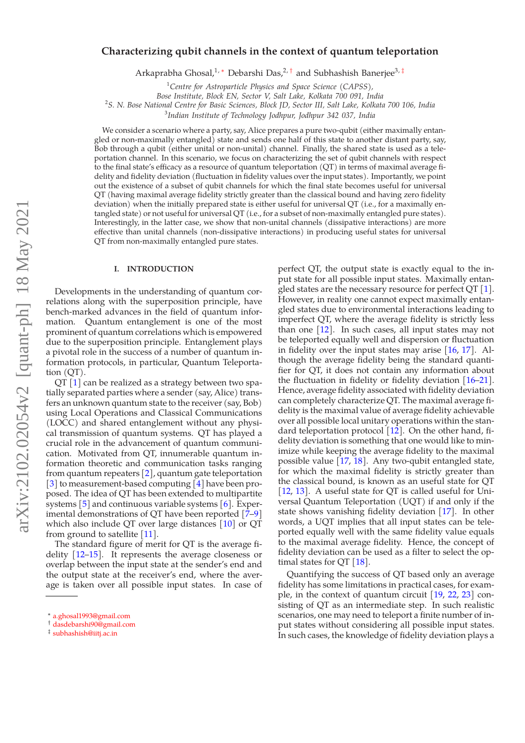# Characterizing qubit channels in the context of quantum teleportation

Arkaprabha Ghosal,[1,*] Debarshi Das,[2,†] and Subhashish Banerjee[3,‡]

[1] *Centre for Astroparticle Physics and Space Science (CAPSS), Bose Institute, Block EN, Sector V, Salt Lake, Kolkata 700 091, India*
[2] *S. N. Bose National Centre for Basic Sciences, Block JD, Sector III, Salt Lake, Kolkata 700 106, India*
[3] *Indian Institute of Technology Jodhpur, Jodhpur 342 037, India*

We consider a scenario where a party, say, Alice prepares a pure two-qubit (either maximally entangled or non-maximally entangled) state and sends one half of this state to another distant party, say, Bob through a qubit (either unital or non-unital) channel. Finally, the shared state is used as a teleportation channel. In this scenario, we focus on characterizing the set of qubit channels with respect to the final state's efficacy as a resource of quantum teleportation (QT) in terms of maximal average fidelity and fidelity deviation (fluctuation in fidelity values over the input states). Importantly, we point out the existence of a subset of qubit channels for which the final state becomes useful for universal QT (having maximal average fidelity strictly greater than the classical bound and having zero fidelity deviation) when the initially prepared state is either useful for universal QT (i.e., for a maximally entangled state) or not useful for universal QT (i.e., for a subset of non-maximally entangled pure states). Interestingly, in the latter case, we show that non-unital channels (dissipative interactions) are more effective than unital channels (non-dissipative interactions) in producing useful states for universal QT from non-maximally entangled pure states.

## I. INTRODUCTION

Developments in the understanding of quantum correlations along with the superposition principle, have bench-marked advances in the field of quantum information. Quantum entanglement is one of the most prominent of quantum correlations which is empowered due to the superposition principle. Entanglement plays a pivotal role in the success of a number of quantum information protocols, in particular, Quantum Teleportation (QT).

QT [1] can be realized as a strategy between two spatially separated parties where a sender (say, Alice) transfers an unknown quantum state to the receiver (say, Bob) using Local Operations and Classical Communications (LOCC) and shared entanglement without any physical transmission of quantum systems. QT has played a crucial role in the advancement of quantum communication. Motivated from QT, innumerable quantum information theoretic and communication tasks ranging from quantum repeaters [2], quantum gate teleportation [3] to measurement-based computing [4] have been proposed. The idea of QT has been extended to multipartite systems [5] and continuous variable systems [6]. Experimental demonstrations of QT have been reported [7–9] which also include QT over large distances [10] or QT from ground to satellite [11].

The standard figure of merit for QT is the average fidelity [12–15]. It represents the average closeness or overlap between the input state at the sender's end and the output state at the receiver's end, where the average is taken over all possible input states. In case of perfect QT, the output state is exactly equal to the input state for all possible input states. Maximally entangled states are the necessary resource for perfect QT [1]. However, in reality one cannot expect maximally entangled states due to environmental interactions leading to imperfect QT, where the average fidelity is strictly less than one [12]. In such cases, all input states may not be teleported equally well and dispersion or fluctuation in fidelity over the input states may arise [16, 17]. Although the average fidelity being the standard quantifier for QT, it does not contain any information about the fluctuation in fidelity or fidelity deviation [16–21]. Hence, average fidelity associated with fidelity deviation can completely characterize QT. The maximal average fidelity is the maximal value of average fidelity achievable over all possible local unitary operations within the standard teleportation protocol [12]. On the other hand, fidelity deviation is something that one would like to minimize while keeping the average fidelity to the maximal possible value [17, 18]. Any two-qubit entangled state, for which the maximal fidelity is strictly greater than the classical bound, is known as an useful state for QT [12, 13]. A useful state for QT is called useful for Universal Quantum Teleportation (UQT) if and only if the state shows vanishing fidelity deviation [17]. In other words, a UQT implies that all input states can be teleported equally well with the same fidelity value equals to the maximal average fidelity. Hence, the concept of fidelity deviation can be used as a filter to select the optimal states for QT [18].

Quantifying the success of QT based only an average fidelity has some limitations in practical cases, for example, in the context of quantum circuit [19, 22, 23] consisting of QT as an intermediate step. In such realistic scenarios, one may need to teleport a finite number of input states without considering all possible input states. In such cases, the knowledge of fidelity deviation plays a

* a.ghosal1993@gmail.com
† dasdebarshi90@gmail.com
‡ subhashish@iitj.ac.in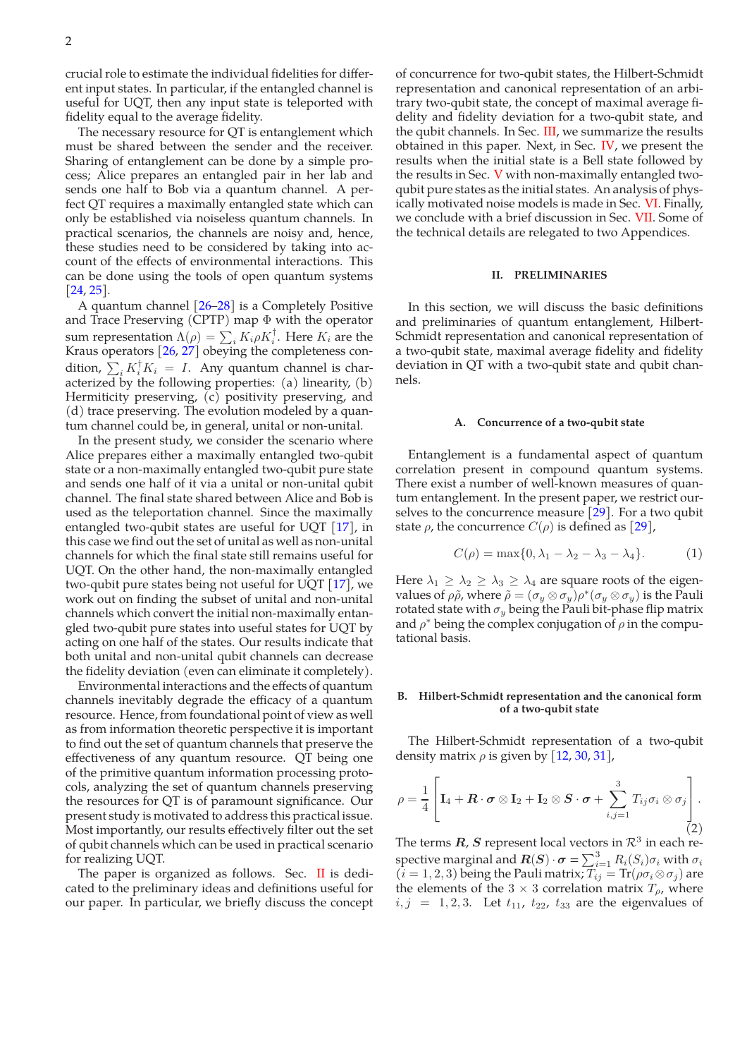crucial role to estimate the individual fidelities for different input states. In particular, if the entangled channel is useful for UQT, then any input state is teleported with fidelity equal to the average fidelity.

The necessary resource for QT is entanglement which must be shared between the sender and the receiver. Sharing of entanglement can be done by a simple process; Alice prepares an entangled pair in her lab and sends one half to Bob via a quantum channel. A perfect QT requires a maximally entangled state which can only be established via noiseless quantum channels. In practical scenarios, the channels are noisy and, hence, these studies need to be considered by taking into account of the effects of environmental interactions. This can be done using the tools of open quantum systems [24, 25].

A quantum channel [26–28] is a Completely Positive and Trace Preserving (CPTP) map $\Phi$ with the operator sum representation $\Lambda(\rho) = \sum_i K_i \rho K_i^\dagger$. Here $K_i$ are the Kraus operators [26, 27] obeying the completeness condition, $\sum_i K_i^\dagger K_i = I$. Any quantum channel is characterized by the following properties: (a) linearity, (b) Hermiticity preserving, (c) positivity preserving, and (d) trace preserving. The evolution modeled by a quantum channel could be, in general, unital or non-unital.

In the present study, we consider the scenario where Alice prepares either a maximally entangled two-qubit state or a non-maximally entangled two-qubit pure state and sends one half of it via a unital or non-unital qubit channel. The final state shared between Alice and Bob is used as the teleportation channel. Since the maximally entangled two-qubit states are useful for UQT [17], in this case we find out the set of unital as well as non-unital channels for which the final state still remains useful for UQT. On the other hand, the non-maximally entangled two-qubit pure states being not useful for UQT [17], we work out on finding the subset of unital and non-unital channels which convert the initial non-maximally entangled two-qubit pure states into useful states for UQT by acting on one half of the states. Our results indicate that both unital and non-unital qubit channels can decrease the fidelity deviation (even can eliminate it completely).

Environmental interactions and the effects of quantum channels inevitably degrade the efficacy of a quantum resource. Hence, from foundational point of view as well as from information theoretic perspective it is important to find out the set of quantum channels that preserve the effectiveness of any quantum resource. QT being one of the primitive quantum information processing protocols, analyzing the set of quantum channels preserving the resources for QT is of paramount significance. Our present study is motivated to address this practical issue. Most importantly, our results effectively filter out the set of qubit channels which can be used in practical scenario for realizing UQT.

The paper is organized as follows. Sec. II is dedicated to the preliminary ideas and definitions useful for our paper. In particular, we briefly discuss the concept of concurrence for two-qubit states, the Hilbert-Schmidt representation and canonical representation of an arbitrary two-qubit state, the concept of maximal average fidelity and fidelity deviation for a two-qubit state, and the qubit channels. In Sec. III, we summarize the results obtained in this paper. Next, in Sec. IV, we present the results when the initial state is a Bell state followed by the results in Sec. V with non-maximally entangled two-qubit pure states as the initial states. An analysis of physically motivated noise models is made in Sec. VI. Finally, we conclude with a brief discussion in Sec. VII. Some of the technical details are relegated to two Appendices.

## II. PRELIMINARIES

In this section, we will discuss the basic definitions and preliminaries of quantum entanglement, Hilbert-Schmidt representation and canonical representation of a two-qubit state, maximal average fidelity and fidelity deviation in QT with a two-qubit state and qubit channels.

### A. Concurrence of a two-qubit state

Entanglement is a fundamental aspect of quantum correlation present in compound quantum systems. There exist a number of well-known measures of quantum entanglement. In the present paper, we restrict ourselves to the concurrence measure [29]. For a two qubit state $\rho$, the concurrence $C(\rho)$ is defined as [29],

$$C(\rho) = \max\{0, \lambda_1 - \lambda_2 - \lambda_3 - \lambda_4\}. \tag{1}$$

Here $\lambda_1 \geq \lambda_2 \geq \lambda_3 \geq \lambda_4$ are square roots of the eigenvalues of $\rho\tilde{\rho}$, where $\tilde{\rho} = (\sigma_y \otimes \sigma_y)\rho^*(\sigma_y \otimes \sigma_y)$ is the Pauli rotated state with $\sigma_y$ being the Pauli bit-phase flip matrix and $\rho^*$ being the complex conjugation of $\rho$ in the computational basis.

### B. Hilbert-Schmidt representation and the canonical form of a two-qubit state

The Hilbert-Schmidt representation of a two-qubit density matrix $\rho$ is given by [12, 30, 31],

$$\rho = \frac{1}{4}\left[\mathbf{I}_4 + \boldsymbol{R}\cdot\boldsymbol{\sigma}\otimes\mathbf{I}_2 + \mathbf{I}_2\otimes\boldsymbol{S}\cdot\boldsymbol{\sigma} + \sum_{i,j=1}^{3} T_{ij}\sigma_i\otimes\sigma_j\right]. \tag{2}$$

The terms $\boldsymbol{R}, \boldsymbol{S}$ represent local vectors in $\mathcal{R}^3$ in each respective marginal and $\boldsymbol{R}(\boldsymbol{S})\cdot\boldsymbol{\sigma} = \sum_{i=1}^{3} R_i(S_i)\sigma_i$ with $\sigma_i$ ($i = 1, 2, 3$) being the Pauli matrix; $T_{ij} = \text{Tr}(\rho\sigma_i\otimes\sigma_j)$ are the elements of the $3\times3$ correlation matrix $T_\rho$, where $i, j = 1, 2, 3$. Let $t_{11}$, $t_{22}$, $t_{33}$ are the eigenvalues of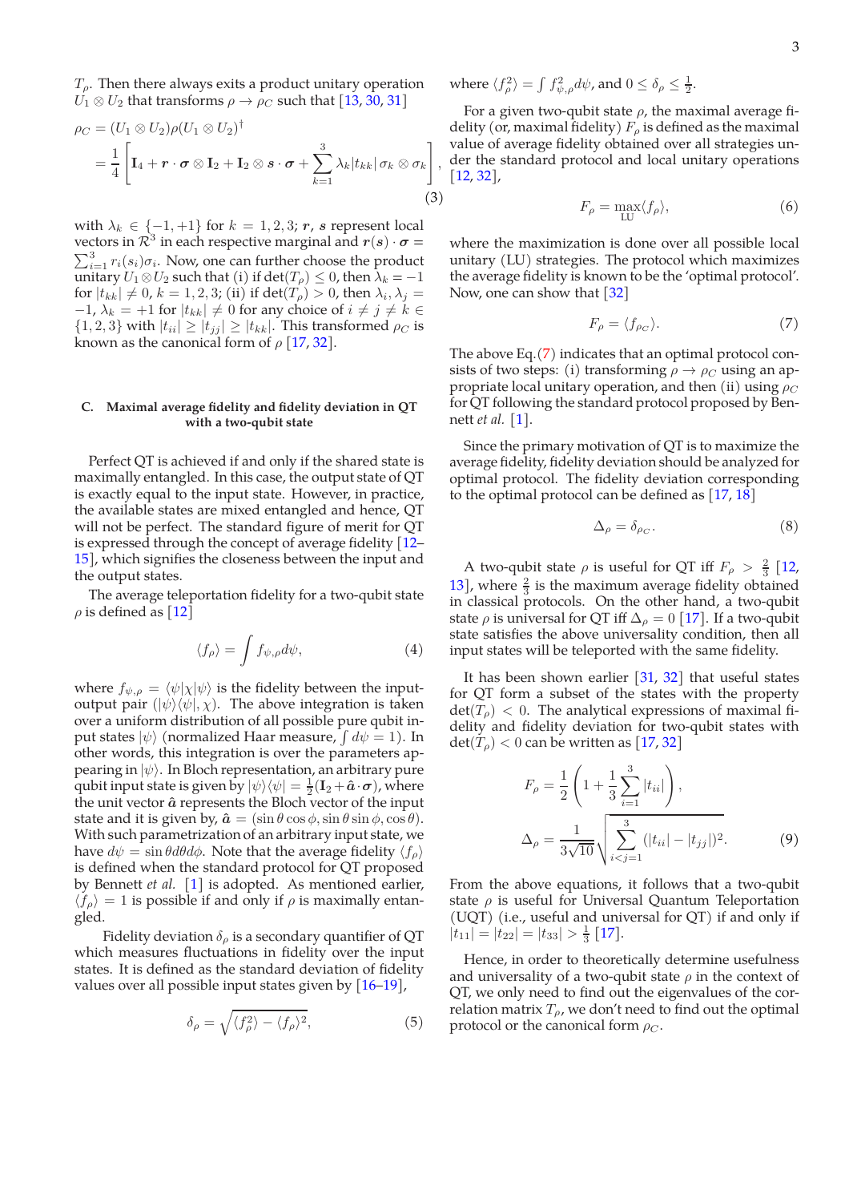$T_\rho$. Then there always exits a product unitary operation $U_1 \otimes U_2$ that transforms $\rho \to \rho_C$ such that [13, 30, 31]

$$
\begin{aligned}
\rho_C &= (U_1 \otimes U_2)\rho(U_1 \otimes U_2)^\dagger \\
&= \frac{1}{4}\left[\mathbf{I}_4 + \boldsymbol{r}\cdot\boldsymbol{\sigma}\otimes\mathbf{I}_2 + \mathbf{I}_2\otimes\boldsymbol{s}\cdot\boldsymbol{\sigma} + \sum_{k=1}^{3}\lambda_k|t_{kk}|\,\sigma_k\otimes\sigma_k\right],
\end{aligned}
\tag{3}
$$

with $\lambda_k \in \{-1,+1\}$ for $k = 1,2,3$; $\boldsymbol{r}$, $\boldsymbol{s}$ represent local vectors in $\mathcal{R}^3$ in each respective marginal and $\boldsymbol{r}(\boldsymbol{s})\cdot\boldsymbol{\sigma} = \sum_{i=1}^{3} r_i(s_i)\sigma_i$. Now, one can further choose the product unitary $U_1\otimes U_2$ such that (i) if $\det(T_\rho) \leq 0$, then $\lambda_k = -1$ for $|t_{kk}| \neq 0$, $k = 1,2,3$; (ii) if $\det(T_\rho) > 0$, then $\lambda_i, \lambda_j = -1$, $\lambda_k = +1$ for $|t_{kk}| \neq 0$ for any choice of $i \neq j \neq k \in \{1,2,3\}$ with $|t_{ii}| \geq |t_{jj}| \geq |t_{kk}|$. This transformed $\rho_C$ is known as the canonical form of $\rho$ [17, 32].

### C. Maximal average fidelity and fidelity deviation in QT with a two-qubit state

Perfect QT is achieved if and only if the shared state is maximally entangled. In this case, the output state of QT is exactly equal to the input state. However, in practice, the available states are mixed entangled and hence, QT will not be perfect. The standard figure of merit for QT is expressed through the concept of average fidelity [12–15], which signifies the closeness between the input and the output states.

The average teleportation fidelity for a two-qubit state $\rho$ is defined as [12]

$$
\langle f_\rho \rangle = \int f_{\psi,\rho}\, d\psi, \tag{4}
$$

where $f_{\psi,\rho} = \langle\psi|\chi|\psi\rangle$ is the fidelity between the input-output pair $(|\psi\rangle\langle\psi|, \chi)$. The above integration is taken over a uniform distribution of all possible pure qubit input states $|\psi\rangle$ (normalized Haar measure, $\int d\psi = 1$). In other words, this integration is over the parameters appearing in $|\psi\rangle$. In Bloch representation, an arbitrary pure qubit input state is given by $|\psi\rangle\langle\psi| = \frac{1}{2}(\mathbf{I}_2 + \hat{\boldsymbol{a}}\cdot\boldsymbol{\sigma})$, where the unit vector $\hat{\boldsymbol{a}}$ represents the Bloch vector of the input state and it is given by, $\hat{\boldsymbol{a}} = (\sin\theta\cos\phi, \sin\theta\sin\phi, \cos\theta)$. With such parametrization of an arbitrary input state, we have $d\psi = \sin\theta d\theta d\phi$. Note that the average fidelity $\langle f_\rho\rangle$ is defined when the standard protocol for QT proposed by Bennett *et al.* [1] is adopted. As mentioned earlier, $\langle f_\rho\rangle = 1$ is possible if and only if $\rho$ is maximally entangled.

Fidelity deviation $\delta_\rho$ is a secondary quantifier of QT which measures fluctuations in fidelity over the input states. It is defined as the standard deviation of fidelity values over all possible input states given by [16–19],

$$
\delta_\rho = \sqrt{\langle f_\rho^2\rangle - \langle f_\rho\rangle^2}, \tag{5}
$$

where $\langle f_\rho^2\rangle = \int f_{\psi,\rho}^2 d\psi$, and $0 \leq \delta_\rho \leq \frac{1}{2}$.

For a given two-qubit state $\rho$, the maximal average fidelity (or, maximal fidelity) $F_\rho$ is defined as the maximal value of average fidelity obtained over all strategies under the standard protocol and local unitary operations [12, 32],

$$
F_\rho = \max_{\text{LU}} \langle f_\rho\rangle, \tag{6}
$$

where the maximization is done over all possible local unitary (LU) strategies. The protocol which maximizes the average fidelity is known to be the 'optimal protocol'. Now, one can show that [32]

$$
F_\rho = \langle f_{\rho_C}\rangle. \tag{7}
$$

The above Eq.(7) indicates that an optimal protocol consists of two steps: (i) transforming $\rho \to \rho_C$ using an appropriate local unitary operation, and then (ii) using $\rho_C$ for QT following the standard protocol proposed by Bennett *et al.* [1].

Since the primary motivation of QT is to maximize the average fidelity, fidelity deviation should be analyzed for optimal protocol. The fidelity deviation corresponding to the optimal protocol can be defined as [17, 18]

$$
\Delta_\rho = \delta_{\rho_C}. \tag{8}
$$

A two-qubit state $\rho$ is useful for QT iff $F_\rho > \frac{2}{3}$ [12, 13], where $\frac{2}{3}$ is the maximum average fidelity obtained in classical protocols. On the other hand, a two-qubit state $\rho$ is universal for QT iff $\Delta_\rho = 0$ [17]. If a two-qubit state satisfies the above universality condition, then all input states will be teleported with the same fidelity.

It has been shown earlier [31, 32] that useful states for QT form a subset of the states with the property $\det(T_\rho) < 0$. The analytical expressions of maximal fidelity and fidelity deviation for two-qubit states with $\det(T_\rho) < 0$ can be written as [17, 32]

$$
\begin{aligned}
F_\rho &= \frac{1}{2}\left(1 + \frac{1}{3}\sum_{i=1}^{3}|t_{ii}|\right), \\
\Delta_\rho &= \frac{1}{3\sqrt{10}}\sqrt{\sum_{i<j=1}^{3}(|t_{ii}| - |t_{jj}|)^2}.
\end{aligned}
\tag{9}
$$

From the above equations, it follows that a two-qubit state $\rho$ is useful for Universal Quantum Teleportation (UQT) (i.e., useful and universal for QT) if and only if $|t_{11}| = |t_{22}| = |t_{33}| > \frac{1}{3}$ [17].

Hence, in order to theoretically determine usefulness and universality of a two-qubit state $\rho$ in the context of QT, we only need to find out the eigenvalues of the correlation matrix $T_\rho$, we don't need to find out the optimal protocol or the canonical form $\rho_C$.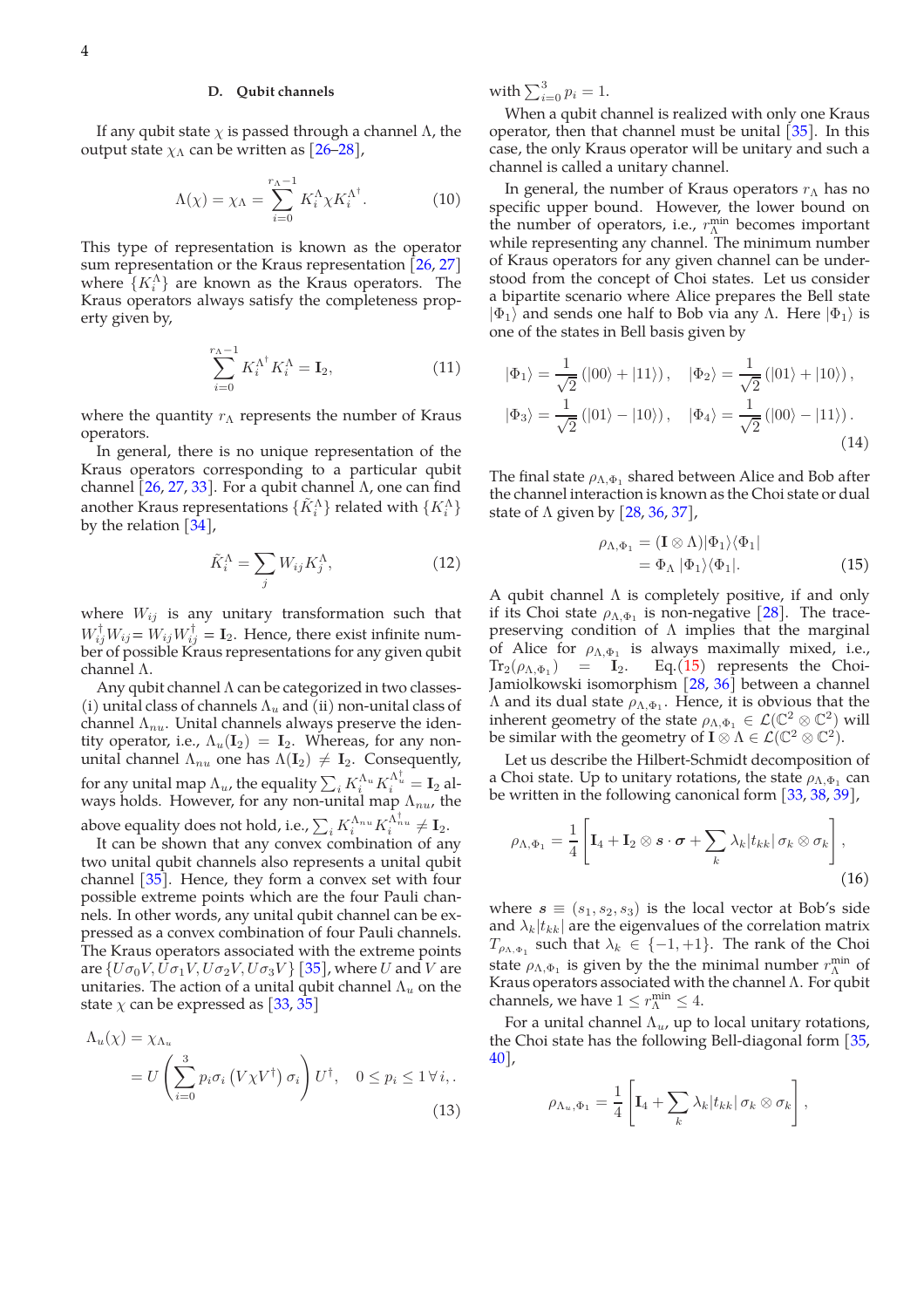### D. Qubit channels

If any qubit state $\chi$ is passed through a channel $\Lambda$, the output state $\chi_\Lambda$ can be written as [26–28],

$$\Lambda(\chi) = \chi_\Lambda = \sum_{i=0}^{r_\Lambda - 1} K_i^\Lambda \chi K_i^{\Lambda^\dagger}. \tag{10}$$

This type of representation is known as the operator sum representation or the Kraus representation [26, 27] where $\{K_i^\Lambda\}$ are known as the Kraus operators. The Kraus operators always satisfy the completeness property given by,

$$\sum_{i=0}^{r_\Lambda - 1} K_i^{\Lambda^\dagger} K_i^\Lambda = \mathbf{I}_2, \tag{11}$$

where the quantity $r_\Lambda$ represents the number of Kraus operators.

In general, there is no unique representation of the Kraus operators corresponding to a particular qubit channel [26, 27, 33]. For a qubit channel $\Lambda$, one can find another Kraus representations $\{\tilde{K}_i^\Lambda\}$ related with $\{K_i^\Lambda\}$ by the relation [34],

$$\tilde{K}_i^\Lambda = \sum_j W_{ij} K_j^\Lambda, \tag{12}$$

where $W_{ij}$ is any unitary transformation such that $W_{ij}^\dagger W_{ij} = W_{ij} W_{ij}^\dagger = \mathbf{I}_2$. Hence, there exist infinite number of possible Kraus representations for any given qubit channel $\Lambda$.

Any qubit channel $\Lambda$ can be categorized in two classes- (i) unital class of channels $\Lambda_u$ and (ii) non-unital class of channel $\Lambda_{nu}$. Unital channels always preserve the identity operator, i.e., $\Lambda_u(\mathbf{I}_2) = \mathbf{I}_2$. Whereas, for any non-unital channel $\Lambda_{nu}$ one has $\Lambda(\mathbf{I}_2) \neq \mathbf{I}_2$. Consequently, for any unital map $\Lambda_u$, the equality $\sum_i K_i^{\Lambda_u} K_i^{\Lambda_u^\dagger} = \mathbf{I}_2$ always holds. However, for any non-unital map $\Lambda_{nu}$, the above equality does not hold, i.e., $\sum_i K_i^{\Lambda_{nu}} K_i^{\Lambda_{nu}^\dagger} \neq \mathbf{I}_2$.

It can be shown that any convex combination of any two unital qubit channels also represents a unital qubit channel [35]. Hence, they form a convex set with four possible extreme points which are the four Pauli channels. In other words, any unital qubit channel can be expressed as a convex combination of four Pauli channels. The Kraus operators associated with the extreme points are $\{U\sigma_0 V, U\sigma_1 V, U\sigma_2 V, U\sigma_3 V\}$ [35], where $U$ and $V$ are unitaries. The action of a unital qubit channel $\Lambda_u$ on the state $\chi$ can be expressed as [33, 35]

$$\begin{aligned}\Lambda_u(\chi) &= \chi_{\Lambda_u} \\ &= U\left(\sum_{i=0}^{3} p_i \sigma_i \left(V\chi V^\dagger\right)\sigma_i\right)U^\dagger, \quad 0 \le p_i \le 1 \,\forall\, i,.\end{aligned} \tag{13}$$

with $\sum_{i=0}^{3} p_i = 1$.

When a qubit channel is realized with only one Kraus operator, then that channel must be unital [35]. In this case, the only Kraus operator will be unitary and such a channel is called a unitary channel.

In general, the number of Kraus operators $r_\Lambda$ has no specific upper bound. However, the lower bound on the number of operators, i.e., $r_\Lambda^{\text{min}}$ becomes important while representing any channel. The minimum number of Kraus operators for any given channel can be understood from the concept of Choi states. Let us consider a bipartite scenario where Alice prepares the Bell state $|\Phi_1\rangle$ and sends one half to Bob via any $\Lambda$. Here $|\Phi_1\rangle$ is one of the states in Bell basis given by

$$\begin{aligned}|\Phi_1\rangle &= \frac{1}{\sqrt{2}}\left(|00\rangle + |11\rangle\right), \quad |\Phi_2\rangle = \frac{1}{\sqrt{2}}\left(|01\rangle + |10\rangle\right), \\ |\Phi_3\rangle &= \frac{1}{\sqrt{2}}\left(|01\rangle - |10\rangle\right), \quad |\Phi_4\rangle = \frac{1}{\sqrt{2}}\left(|00\rangle - |11\rangle\right).\end{aligned} \tag{14}$$

The final state $\rho_{\Lambda,\Phi_1}$ shared between Alice and Bob after the channel interaction is known as the Choi state or dual state of $\Lambda$ given by [28, 36, 37],

$$\begin{aligned}\rho_{\Lambda,\Phi_1} &= (\mathbf{I} \otimes \Lambda)|\Phi_1\rangle\langle\Phi_1| \\ &= \Phi_\Lambda\, |\Phi_1\rangle\langle\Phi_1|.\end{aligned} \tag{15}$$

A qubit channel $\Lambda$ is completely positive, if and only if its Choi state $\rho_{\Lambda,\Phi_1}$ is non-negative [28]. The trace-preserving condition of $\Lambda$ implies that the marginal of Alice for $\rho_{\Lambda,\Phi_1}$ is always maximally mixed, i.e., $\text{Tr}_2(\rho_{\Lambda,\Phi_1}) = \mathbf{I}_2$. Eq.(15) represents the Choi-Jamiolkowski isomorphism [28, 36] between a channel $\Lambda$ and its dual state $\rho_{\Lambda,\Phi_1}$. Hence, it is obvious that the inherent geometry of the state $\rho_{\Lambda,\Phi_1} \in \mathcal{L}(\mathbb{C}^2 \otimes \mathbb{C}^2)$ will be similar with the geometry of $\mathbf{I} \otimes \Lambda \in \mathcal{L}(\mathbb{C}^2 \otimes \mathbb{C}^2)$.

Let us describe the Hilbert-Schmidt decomposition of a Choi state. Up to unitary rotations, the state $\rho_{\Lambda,\Phi_1}$ can be written in the following canonical form [33, 38, 39],

$$\rho_{\Lambda,\Phi_1} = \frac{1}{4}\left[\mathbf{I}_4 + \mathbf{I}_2 \otimes \boldsymbol{s} \cdot \boldsymbol{\sigma} + \sum_k \lambda_k |t_{kk}|\, \sigma_k \otimes \sigma_k\right], \tag{16}$$

where $\boldsymbol{s} \equiv (s_1, s_2, s_3)$ is the local vector at Bob's side and $\lambda_k |t_{kk}|$ are the eigenvalues of the correlation matrix $T_{\rho_{\Lambda,\Phi_1}}$ such that $\lambda_k \in \{-1, +1\}$. The rank of the Choi state $\rho_{\Lambda,\Phi_1}$ is given by the the minimal number $r_\Lambda^{\text{min}}$ of Kraus operators associated with the channel $\Lambda$. For qubit channels, we have $1 \le r_\Lambda^{\text{min}} \le 4$.

For a unital channel $\Lambda_u$, up to local unitary rotations, the Choi state has the following Bell-diagonal form [35, 40],

$$\rho_{\Lambda_u,\Phi_1} = \frac{1}{4}\left[\mathbf{I}_4 + \sum_k \lambda_k |t_{kk}|\, \sigma_k \otimes \sigma_k\right],$$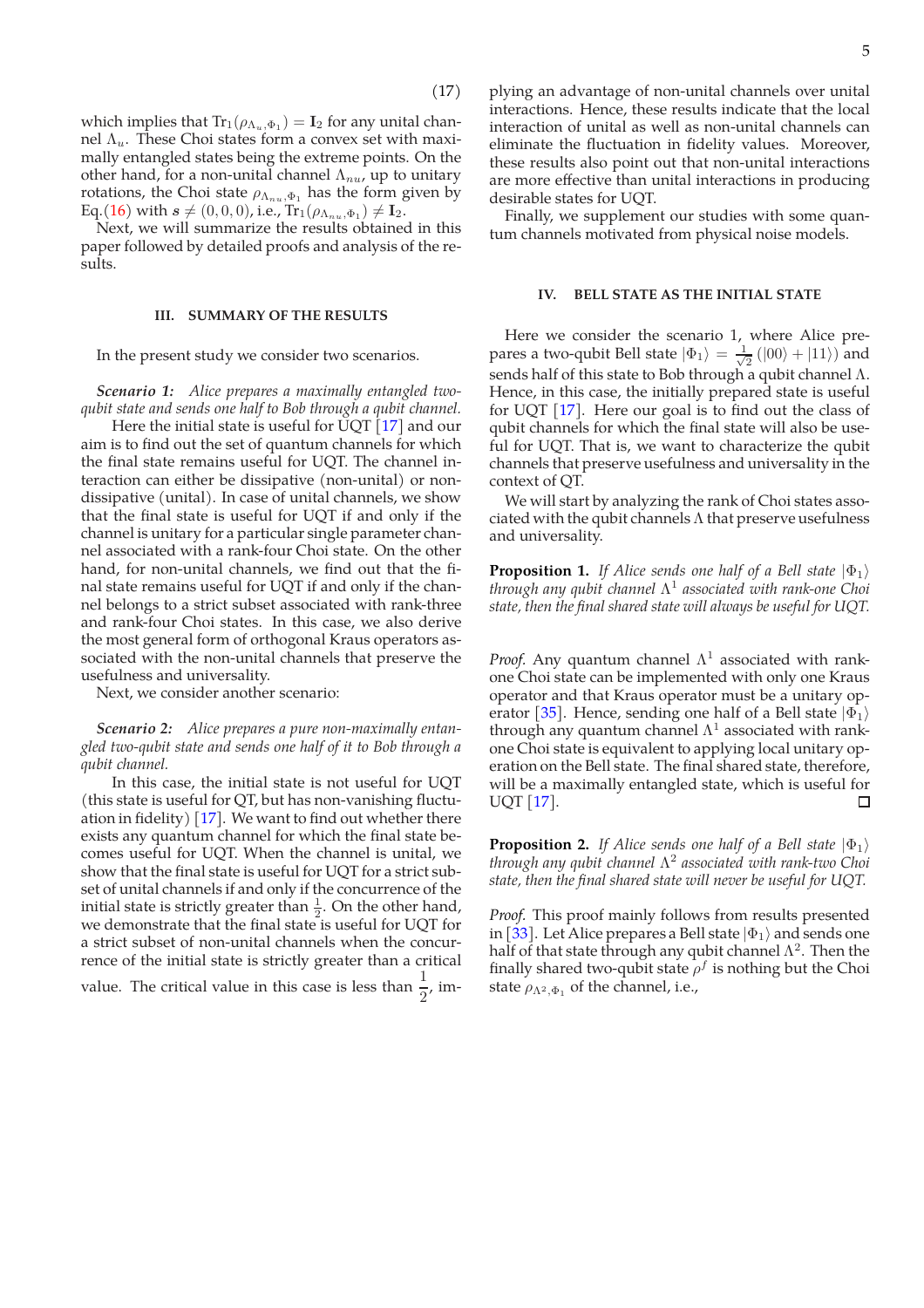(17)

which implies that $\text{Tr}_1(\rho_{\Lambda_u,\Phi_1}) = \mathbf{I}_2$ for any unital channel $\Lambda_u$. These Choi states form a convex set with maximally entangled states being the extreme points. On the other hand, for a non-unital channel $\Lambda_{nu}$, up to unitary rotations, the Choi state $\rho_{\Lambda_{nu},\Phi_1}$ has the form given by Eq.(16) with $\boldsymbol{s} \neq (0,0,0)$, i.e., $\text{Tr}_1(\rho_{\Lambda_{nu},\Phi_1}) \neq \mathbf{I}_2$.

Next, we will summarize the results obtained in this paper followed by detailed proofs and analysis of the results.

## III. SUMMARY OF THE RESULTS

In the present study we consider two scenarios.

***Scenario 1:*** *Alice prepares a maximally entangled two-qubit state and sends one half to Bob through a qubit channel.*

Here the initial state is useful for UQT [17] and our aim is to find out the set of quantum channels for which the final state remains useful for UQT. The channel interaction can either be dissipative (non-unital) or non-dissipative (unital). In case of unital channels, we show that the final state is useful for UQT if and only if the channel is unitary for a particular single parameter channel associated with a rank-four Choi state. On the other hand, for non-unital channels, we find out that the final state remains useful for UQT if and only if the channel belongs to a strict subset associated with rank-three and rank-four Choi states. In this case, we also derive the most general form of orthogonal Kraus operators associated with the non-unital channels that preserve the usefulness and universality.

Next, we consider another scenario:

***Scenario 2:*** *Alice prepares a pure non-maximally entangled two-qubit state and sends one half of it to Bob through a qubit channel.*

In this case, the initial state is not useful for UQT (this state is useful for QT, but has non-vanishing fluctuation in fidelity) [17]. We want to find out whether there exists any quantum channel for which the final state becomes useful for UQT. When the channel is unital, we show that the final state is useful for UQT for a strict subset of unital channels if and only if the concurrence of the initial state is strictly greater than $\frac{1}{2}$. On the other hand, we demonstrate that the final state is useful for UQT for a strict subset of non-unital channels when the concurrence of the initial state is strictly greater than a critical value. The critical value in this case is less than $\dfrac{1}{2}$, implying an advantage of non-unital channels over unital interactions. Hence, these results indicate that the local interaction of unital as well as non-unital channels can eliminate the fluctuation in fidelity values. Moreover, these results also point out that non-unital interactions are more effective than unital interactions in producing desirable states for UQT.

Finally, we supplement our studies with some quantum channels motivated from physical noise models.

## IV. BELL STATE AS THE INITIAL STATE

Here we consider the scenario 1, where Alice prepares a two-qubit Bell state $|\Phi_1\rangle = \frac{1}{\sqrt{2}}(|00\rangle + |11\rangle)$ and sends half of this state to Bob through a qubit channel $\Lambda$. Hence, in this case, the initially prepared state is useful for UQT [17]. Here our goal is to find out the class of qubit channels for which the final state will also be useful for UQT. That is, we want to characterize the qubit channels that preserve usefulness and universality in the context of QT.

We will start by analyzing the rank of Choi states associated with the qubit channels $\Lambda$ that preserve usefulness and universality.

**Proposition 1.** *If Alice sends one half of a Bell state $|\Phi_1\rangle$ through any qubit channel $\Lambda^1$ associated with rank-one Choi state, then the final shared state will always be useful for UQT.*

*Proof.* Any quantum channel $\Lambda^1$ associated with rank-one Choi state can be implemented with only one Kraus operator and that Kraus operator must be a unitary operator [35]. Hence, sending one half of a Bell state $|\Phi_1\rangle$ through any quantum channel $\Lambda^1$ associated with rank-one Choi state is equivalent to applying local unitary operation on the Bell state. The final shared state, therefore, will be a maximally entangled state, which is useful for UQT [17]. □

**Proposition 2.** *If Alice sends one half of a Bell state $|\Phi_1\rangle$ through any qubit channel $\Lambda^2$ associated with rank-two Choi state, then the final shared state will never be useful for UQT.*

*Proof.* This proof mainly follows from results presented in [33]. Let Alice prepares a Bell state $|\Phi_1\rangle$ and sends one half of that state through any qubit channel $\Lambda^2$. Then the finally shared two-qubit state $\rho^f$ is nothing but the Choi state $\rho_{\Lambda^2,\Phi_1}$ of the channel, i.e.,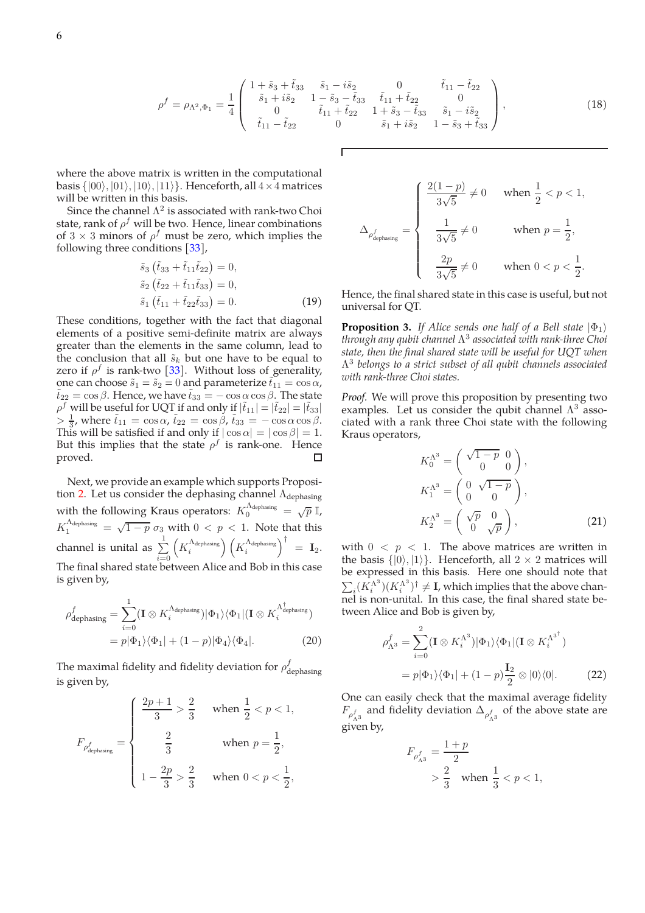$$\rho^f = \rho_{\Lambda^2,\Phi_1} = \frac{1}{4}\begin{pmatrix} 1+\tilde{s}_3+\tilde{t}_{33} & \tilde{s}_1 - i\tilde{s}_2 & 0 & \tilde{t}_{11}-\tilde{t}_{22} \\ \tilde{s}_1+i\tilde{s}_2 & 1-\tilde{s}_3-\tilde{t}_{33} & \tilde{t}_{11}+\tilde{t}_{22} & 0 \\ 0 & \tilde{t}_{11}+\tilde{t}_{22} & 1+\tilde{s}_3-\tilde{t}_{33} & \tilde{s}_1-i\tilde{s}_2 \\ \tilde{t}_{11}-\tilde{t}_{22} & 0 & \tilde{s}_1+i\tilde{s}_2 & 1-\tilde{s}_3+\tilde{t}_{33} \end{pmatrix}, \tag{18}$$

where the above matrix is written in the computational basis $\{|00\rangle, |01\rangle, |10\rangle, |11\rangle\}$. Henceforth, all $4\times 4$ matrices will be written in this basis.

Since the channel $\Lambda^2$ is associated with rank-two Choi state, rank of $\rho^f$ will be two. Hence, linear combinations of $3\times 3$ minors of $\rho^f$ must be zero, which implies the following three conditions [33],

$$\begin{aligned} \tilde{s}_3\left(\tilde{t}_{33}+\tilde{t}_{11}\tilde{t}_{22}\right) &= 0, \\ \tilde{s}_2\left(\tilde{t}_{22}+\tilde{t}_{11}\tilde{t}_{33}\right) &= 0, \\ \tilde{s}_1\left(\tilde{t}_{11}+\tilde{t}_{22}\tilde{t}_{33}\right) &= 0. \end{aligned} \tag{19}$$

These conditions, together with the fact that diagonal elements of a positive semi-definite matrix are always greater than the elements in the same column, lead to the conclusion that all $\tilde{s}_k$ but one have to be equal to zero if $\rho^f$ is rank-two [33]. Without loss of generality, one can choose $\tilde{s}_1 = \tilde{s}_2 = 0$ and parameterize $\tilde{t}_{11} = \cos\alpha$, $\tilde{t}_{22} = \cos\beta$. Hence, we have $\tilde{t}_{33} = -\cos\alpha\cos\beta$. The state $\rho^f$ will be useful for UQT if and only if $|\tilde{t}_{11}| = |\tilde{t}_{22}| = |\tilde{t}_{33}| > \frac{1}{3}$, where $\tilde{t}_{11} = \cos\alpha$, $\tilde{t}_{22} = \cos\beta$, $\tilde{t}_{33} = -\cos\alpha\cos\beta$. This will be satisfied if and only if $|\cos\alpha| = |\cos\beta| = 1$. But this implies that the state $\rho^f$ is rank-one. Hence proved. □

Next, we provide an example which supports Proposition 2. Let us consider the dephasing channel $\Lambda_{\text{dephasing}}$ with the following Kraus operators: $K_0^{\Lambda_{\text{dephasing}}} = \sqrt{p}\,\mathbb{I}$, $K_1^{\Lambda_{\text{dephasing}}} = \sqrt{1-p}\,\sigma_3$ with $0 < p < 1$. Note that this channel is unital as $\sum_{i=0}^{1}\left(K_i^{\Lambda_{\text{dephasing}}}\right)\left(K_i^{\Lambda_{\text{dephasing}}}\right)^\dagger = \mathbf{I}_2$. The final shared state between Alice and Bob in this case is given by,

$$\begin{aligned} \rho^f_{\text{dephasing}} &= \sum_{i=0}^{1}(\mathbf{I}\otimes K_i^{\Lambda_{\text{dephasing}}})|\Phi_1\rangle\langle\Phi_1|(\mathbf{I}\otimes K_i^{\Lambda^\dagger_{\text{dephasing}}}) \\ &= p|\Phi_1\rangle\langle\Phi_1| + (1-p)|\Phi_4\rangle\langle\Phi_4|. \end{aligned} \tag{20}$$

The maximal fidelity and fidelity deviation for $\rho^f_{\text{dephasing}}$ is given by,

$$F_{\rho^f_{\text{dephasing}}} = \begin{cases} \dfrac{2p+1}{3} > \dfrac{2}{3} & \text{when } \dfrac{1}{2} < p < 1, \\[2ex] \dfrac{2}{3} & \text{when } p = \dfrac{1}{2}, \\[2ex] 1 - \dfrac{2p}{3} > \dfrac{2}{3} & \text{when } 0 < p < \dfrac{1}{2}, \end{cases}$$

$$\Delta_{\rho^f_{\text{dephasing}}} = \begin{cases} \dfrac{2(1-p)}{3\sqrt{5}} \neq 0 & \text{when } \dfrac{1}{2} < p < 1, \\[2ex] \dfrac{1}{3\sqrt{5}} \neq 0 & \text{when } p = \dfrac{1}{2}, \\[2ex] \dfrac{2p}{3\sqrt{5}} \neq 0 & \text{when } 0 < p < \dfrac{1}{2}. \end{cases}$$

Hence, the final shared state in this case is useful, but not universal for QT.

**Proposition 3.** *If Alice sends one half of a Bell state $|\Phi_1\rangle$ through any qubit channel $\Lambda^3$ associated with rank-three Choi state, then the final shared state will be useful for UQT when $\Lambda^3$ belongs to a strict subset of all qubit channels associated with rank-three Choi states.*

*Proof.* We will prove this proposition by presenting two examples. Let us consider the qubit channel $\Lambda^3$ associated with a rank three Choi state with the following Kraus operators,

$$\begin{aligned} K_0^{\Lambda^3} &= \begin{pmatrix} \sqrt{1-p} & 0 \\ 0 & 0 \end{pmatrix}, \\ K_1^{\Lambda^3} &= \begin{pmatrix} 0 & \sqrt{1-p} \\ 0 & 0 \end{pmatrix}, \\ K_2^{\Lambda^3} &= \begin{pmatrix} \sqrt{p} & 0 \\ 0 & \sqrt{p} \end{pmatrix}, \end{aligned} \tag{21}$$

with $0 < p < 1$. The above matrices are written in the basis $\{|0\rangle, |1\rangle\}$. Henceforth, all $2\times 2$ matrices will be expressed in this basis. Here one should note that $\sum_i (K_i^{\Lambda^3})(K_i^{\Lambda^3})^\dagger \neq \mathbf{I}$, which implies that the above channel is non-unital. In this case, the final shared state between Alice and Bob is given by,

$$\begin{aligned} \rho^f_{\Lambda^3} &= \sum_{i=0}^{2}(\mathbf{I}\otimes K_i^{\Lambda^3})|\Phi_1\rangle\langle\Phi_1|(\mathbf{I}\otimes K_i^{\Lambda^{3^\dagger}}) \\ &= p|\Phi_1\rangle\langle\Phi_1| + (1-p)\frac{\mathbf{I}_2}{2}\otimes|0\rangle\langle 0|. \end{aligned} \tag{22}$$

One can easily check that the maximal average fidelity $F_{\rho^f_{\Lambda^3}}$ and fidelity deviation $\Delta_{\rho^f_{\Lambda^3}}$ of the above state are given by,

$$\begin{aligned} F_{\rho^f_{\Lambda^3}} &= \frac{1+p}{2} \\ &> \frac{2}{3} \quad \text{when } \frac{1}{3} < p < 1, \end{aligned}$$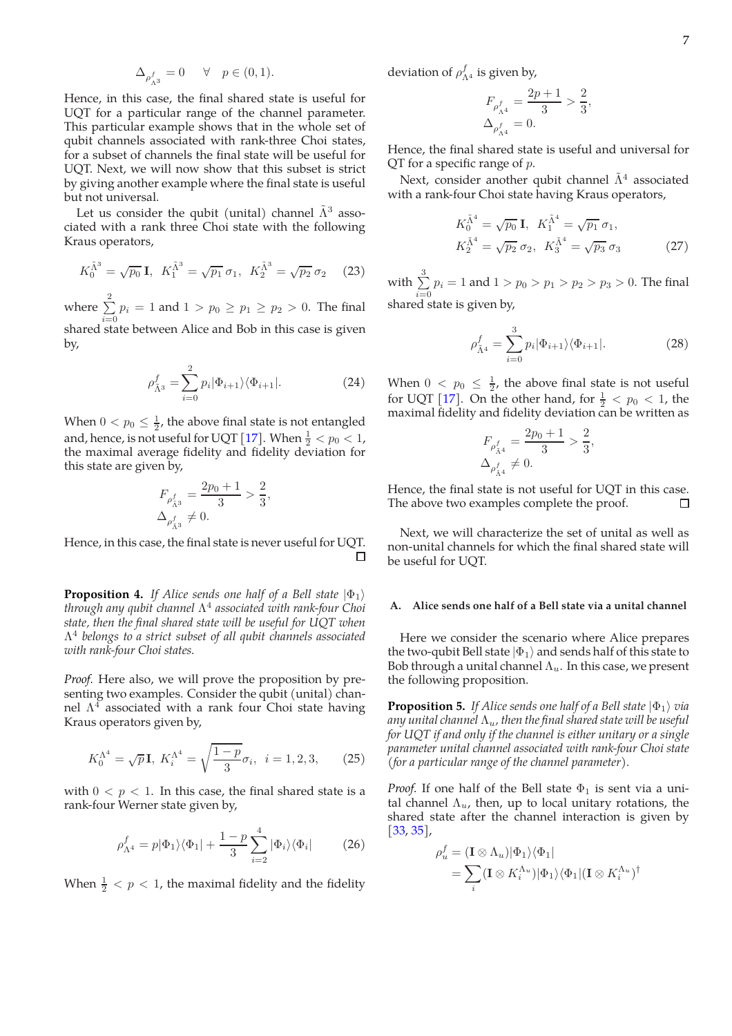$$\Delta_{\rho^f_{\Lambda^3}} = 0 \quad \forall \quad p \in (0, 1).$$

Hence, in this case, the final shared state is useful for UQT for a particular range of the channel parameter. This particular example shows that in the whole set of qubit channels associated with rank-three Choi states, for a subset of channels the final state will be useful for UQT. Next, we will now show that this subset is strict by giving another example where the final state is useful but not universal.

Let us consider the qubit (unital) channel $\tilde{\Lambda}^3$ associated with a rank three Choi state with the following Kraus operators,

$$K_0^{\tilde{\Lambda}^3} = \sqrt{p_0}\,\mathbf{I}, \;\; K_1^{\tilde{\Lambda}^3} = \sqrt{p_1}\,\sigma_1, \;\; K_2^{\tilde{\Lambda}^3} = \sqrt{p_2}\,\sigma_2 \qquad (23)$$

where $\sum_{i=0}^{2} p_i = 1$ and $1 > p_0 \geq p_1 \geq p_2 > 0$. The final shared state between Alice and Bob in this case is given by,

$$\rho^f_{\tilde{\Lambda}^3} = \sum_{i=0}^{2} p_i |\Phi_{i+1}\rangle\langle\Phi_{i+1}|. \qquad (24)$$

When $0 < p_0 \leq \frac{1}{2}$, the above final state is not entangled and, hence, is not useful for UQT [17]. When $\frac{1}{2} < p_0 < 1$, the maximal average fidelity and fidelity deviation for this state are given by,

$$F_{\rho^f_{\tilde{\Lambda}^3}} = \frac{2p_0 + 1}{3} > \frac{2}{3},$$
$$\Delta_{\rho^f_{\tilde{\Lambda}^3}} \neq 0.$$

Hence, in this case, the final state is never useful for UQT. □

**Proposition 4.** *If Alice sends one half of a Bell state $|\Phi_1\rangle$ through any qubit channel $\Lambda^4$ associated with rank-four Choi state, then the final shared state will be useful for UQT when $\Lambda^4$ belongs to a strict subset of all qubit channels associated with rank-four Choi states.*

*Proof.* Here also, we will prove the proposition by presenting two examples. Consider the qubit (unital) channel $\Lambda^4$ associated with a rank four Choi state having Kraus operators given by,

$$K_0^{\Lambda^4} = \sqrt{p}\,\mathbf{I}, \;\; K_i^{\Lambda^4} = \sqrt{\frac{1-p}{3}}\sigma_i, \;\; i = 1, 2, 3, \qquad (25)$$

with $0 < p < 1$. In this case, the final shared state is a rank-four Werner state given by,

$$\rho^f_{\Lambda^4} = p|\Phi_1\rangle\langle\Phi_1| + \frac{1-p}{3}\sum_{i=2}^{4}|\Phi_i\rangle\langle\Phi_i| \qquad (26)$$

When $\frac{1}{2} < p < 1$, the maximal fidelity and the fidelity deviation of $\rho^f_{\Lambda^4}$ is given by,

$$F_{\rho^f_{\Lambda^4}} = \frac{2p+1}{3} > \frac{2}{3},$$
$$\Delta_{\rho^f_{\Lambda^4}} = 0.$$

Hence, the final shared state is useful and universal for QT for a specific range of $p$.

Next, consider another qubit channel $\tilde{\Lambda}^4$ associated with a rank-four Choi state having Kraus operators,

$$K_0^{\tilde{\Lambda}^4} = \sqrt{p_0}\,\mathbf{I}, \;\; K_1^{\tilde{\Lambda}^4} = \sqrt{p_1}\,\sigma_1,$$
$$K_2^{\tilde{\Lambda}^4} = \sqrt{p_2}\,\sigma_2, \;\; K_3^{\tilde{\Lambda}^4} = \sqrt{p_3}\,\sigma_3 \qquad (27)$$

with $\sum_{i=0}^{3} p_i = 1$ and $1 > p_0 > p_1 > p_2 > p_3 > 0$. The final shared state is given by,

$$\rho^f_{\tilde{\Lambda}^4} = \sum_{i=0}^{3} p_i |\Phi_{i+1}\rangle\langle\Phi_{i+1}|. \qquad (28)$$

When $0 < p_0 \leq \frac{1}{2}$, the above final state is not useful for UQT [17]. On the other hand, for $\frac{1}{2} < p_0 < 1$, the maximal fidelity and fidelity deviation can be written as

$$F_{\rho^f_{\tilde{\Lambda}^4}} = \frac{2p_0 + 1}{3} > \frac{2}{3},$$
$$\Delta_{\rho^f_{\tilde{\Lambda}^4}} \neq 0.$$

Hence, the final state is not useful for UQT in this case. The above two examples complete the proof. □

Next, we will characterize the set of unital as well as non-unital channels for which the final shared state will be useful for UQT.

### A. Alice sends one half of a Bell state via a unital channel

Here we consider the scenario where Alice prepares the two-qubit Bell state $|\Phi_1\rangle$ and sends half of this state to Bob through a unital channel $\Lambda_u$. In this case, we present the following proposition.

**Proposition 5.** *If Alice sends one half of a Bell state $|\Phi_1\rangle$ via any unital channel $\Lambda_u$, then the final shared state will be useful for UQT if and only if the channel is either unitary or a single parameter unital channel associated with rank-four Choi state (for a particular range of the channel parameter).*

*Proof.* If one half of the Bell state $\Phi_1$ is sent via a unital channel $\Lambda_u$, then, up to local unitary rotations, the shared state after the channel interaction is given by [33, 35],

$$\rho^f_u = (\mathbf{I} \otimes \Lambda_u)|\Phi_1\rangle\langle\Phi_1|$$
$$= \sum_i (\mathbf{I} \otimes K_i^{\Lambda_u})|\Phi_1\rangle\langle\Phi_1|(\mathbf{I} \otimes K_i^{\Lambda_u})^\dagger$$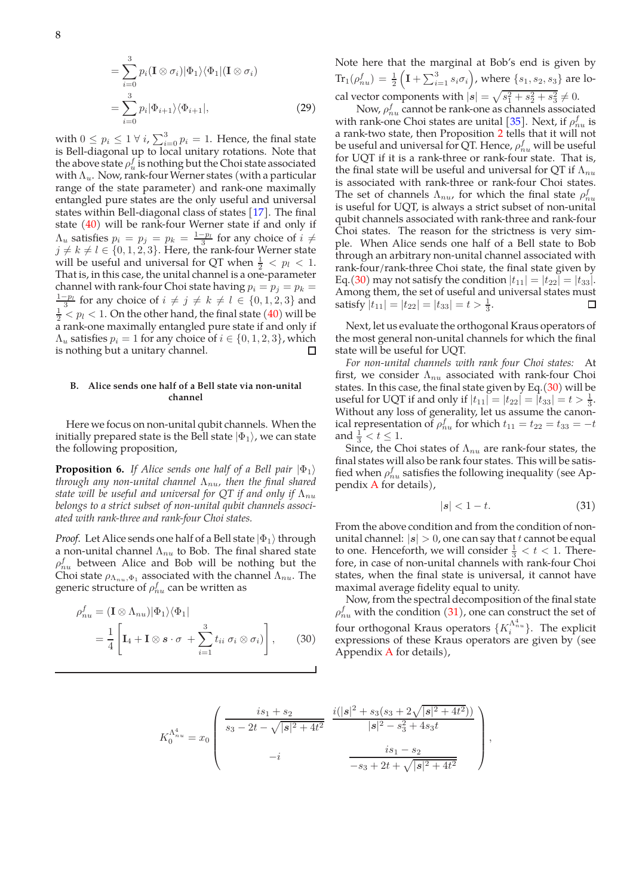$$
\begin{aligned}
&= \sum_{i=0}^{3} p_i (\mathbf{I}\otimes\sigma_i)|\Phi_1\rangle\langle\Phi_1|(\mathbf{I}\otimes\sigma_i)\\
&= \sum_{i=0}^{3} p_i |\Phi_{i+1}\rangle\langle\Phi_{i+1}|, \qquad (29)
\end{aligned}
$$

with $0 \le p_i \le 1 \; \forall \, i$, $\sum_{i=0}^{3} p_i = 1$. Hence, the final state is Bell-diagonal up to local unitary rotations. Note that the above state $\rho_u^f$ is nothing but the Choi state associated with $\Lambda_u$. Now, rank-four Werner states (with a particular range of the state parameter) and rank-one maximally entangled pure states are the only useful and universal states within Bell-diagonal class of states [17]. The final state (40) will be rank-four Werner state if and only if $\Lambda_u$ satisfies $p_i = p_j = p_k = \frac{1-p_l}{3}$ for any choice of $i \neq j \neq k \neq l \in \{0, 1, 2, 3\}$. Here, the rank-four Werner state will be useful and universal for QT when $\frac{1}{2} < p_l < 1$. That is, in this case, the unital channel is a one-parameter channel with rank-four Choi state having $p_i = p_j = p_k = \frac{1-p_l}{3}$ for any choice of $i \neq j \neq k \neq l \in \{0, 1, 2, 3\}$ and $\frac{1}{2} < p_l < 1$. On the other hand, the final state (40) will be a rank-one maximally entangled pure state if and only if $\Lambda_u$ satisfies $p_i = 1$ for any choice of $i \in \{0, 1, 2, 3\}$, which is nothing but a unitary channel. □

### B. Alice sends one half of a Bell state via non-unital channel

Here we focus on non-unital qubit channels. When the initially prepared state is the Bell state $|\Phi_1\rangle$, we can state the following proposition,

**Proposition 6.** *If Alice sends one half of a Bell pair $|\Phi_1\rangle$ through any non-unital channel $\Lambda_{nu}$, then the final shared state will be useful and universal for QT if and only if $\Lambda_{nu}$ belongs to a strict subset of non-unital qubit channels associated with rank-three and rank-four Choi states.*

*Proof.* Let Alice sends one half of a Bell state $|\Phi_1\rangle$ through a non-unital channel $\Lambda_{nu}$ to Bob. The final shared state $\rho_{nu}^f$ between Alice and Bob will be nothing but the Choi state $\rho_{\Lambda_{nu},\Phi_1}$ associated with the channel $\Lambda_{nu}$. The generic structure of $\rho_{nu}^f$ can be written as

$$
\begin{aligned}
\rho_{nu}^f &= (\mathbf{I}\otimes\Lambda_{nu})|\Phi_1\rangle\langle\Phi_1|\\
&= \frac{1}{4}\left[\mathbf{I}_4 + \mathbf{I}\otimes \boldsymbol{s}\cdot\sigma + \sum_{i=1}^{3} t_{ii}\,\sigma_i\otimes\sigma_i\right], \qquad (30)
\end{aligned}
$$

Note here that the marginal at Bob's end is given by $\mathrm{Tr}_1(\rho_{nu}^f) = \frac{1}{2}\left(\mathbf{I} + \sum_{i=1}^{3} s_i\sigma_i\right)$, where $\{s_1, s_2, s_3\}$ are local vector components with $|\boldsymbol{s}| = \sqrt{s_1^2 + s_2^2 + s_3^2} \neq 0$.

Now, $\rho_{nu}^f$ cannot be rank-one as channels associated with rank-one Choi states are unital [35]. Next, if $\rho_{nu}^f$ is a rank-two state, then Proposition 2 tells that it will not be useful and universal for QT. Hence, $\rho_{nu}^f$ will be useful for UQT if it is a rank-three or rank-four state. That is, the final state will be useful and universal for QT if $\Lambda_{nu}$ is associated with rank-three or rank-four Choi states. The set of channels $\Lambda_{nu}$, for which the final state $\rho_{nu}^f$ is useful for UQT, is always a strict subset of non-unital qubit channels associated with rank-three and rank-four Choi states. The reason for the strictness is very simple. When Alice sends one half of a Bell state to Bob through an arbitrary non-unital channel associated with rank-four/rank-three Choi state, the final state given by Eq.(30) may not satisfy the condition $|t_{11}| = |t_{22}| = |t_{33}|$. Among them, the set of useful and universal states must satisfy $|t_{11}| = |t_{22}| = |t_{33}| = t > \frac{1}{3}$. □

Next, let us evaluate the orthogonal Kraus operators of the most general non-unital channels for which the final state will be useful for UQT.

*For non-unital channels with rank four Choi states:* At first, we consider $\Lambda_{nu}$ associated with rank-four Choi states. In this case, the final state given by Eq.(30) will be useful for UQT if and only if $|t_{11}| = |t_{22}| = |t_{33}| = t > \frac{1}{3}$. Without any loss of generality, let us assume the canonical representation of $\rho_{nu}^f$ for which $t_{11} = t_{22} = t_{33} = -t$ and $\frac{1}{3} < t \le 1$.

Since, the Choi states of $\Lambda_{nu}$ are rank-four states, the final states will also be rank four states. This will be satisfied when $\rho_{nu}^f$ satisfies the following inequality (see Appendix A for details),

$$
|\boldsymbol{s}| < 1 - t. \qquad (31)
$$

From the above condition and from the condition of non-unital channel: $|\boldsymbol{s}| > 0$, one can say that $t$ cannot be equal to one. Henceforth, we will consider $\frac{1}{3} < t < 1$. Therefore, in case of non-unital channels with rank-four Choi states, when the final state is universal, it cannot have maximal average fidelity equal to unity.

Now, from the spectral decomposition of the final state $\rho_{nu}^f$ with the condition (31), one can construct the set of four orthogonal Kraus operators $\{K_i^{\Lambda_{nu}^4}\}$. The explicit expressions of these Kraus operators are given by (see Appendix A for details),

$$
K_0^{\Lambda_{nu}^4} = x_0 \begin{pmatrix} \dfrac{is_1 + s_2}{s_3 - 2t - \sqrt{|\boldsymbol{s}|^2 + 4t^2}} & \dfrac{i(|\boldsymbol{s}|^2 + s_3(s_3 + 2\sqrt{|\boldsymbol{s}|^2 + 4t^2}))}{|\boldsymbol{s}|^2 - s_3^2 + 4s_3 t} \\[2ex] -i & \dfrac{is_1 - s_2}{-s_3 + 2t + \sqrt{|\boldsymbol{s}|^2 + 4t^2}} \end{pmatrix},
$$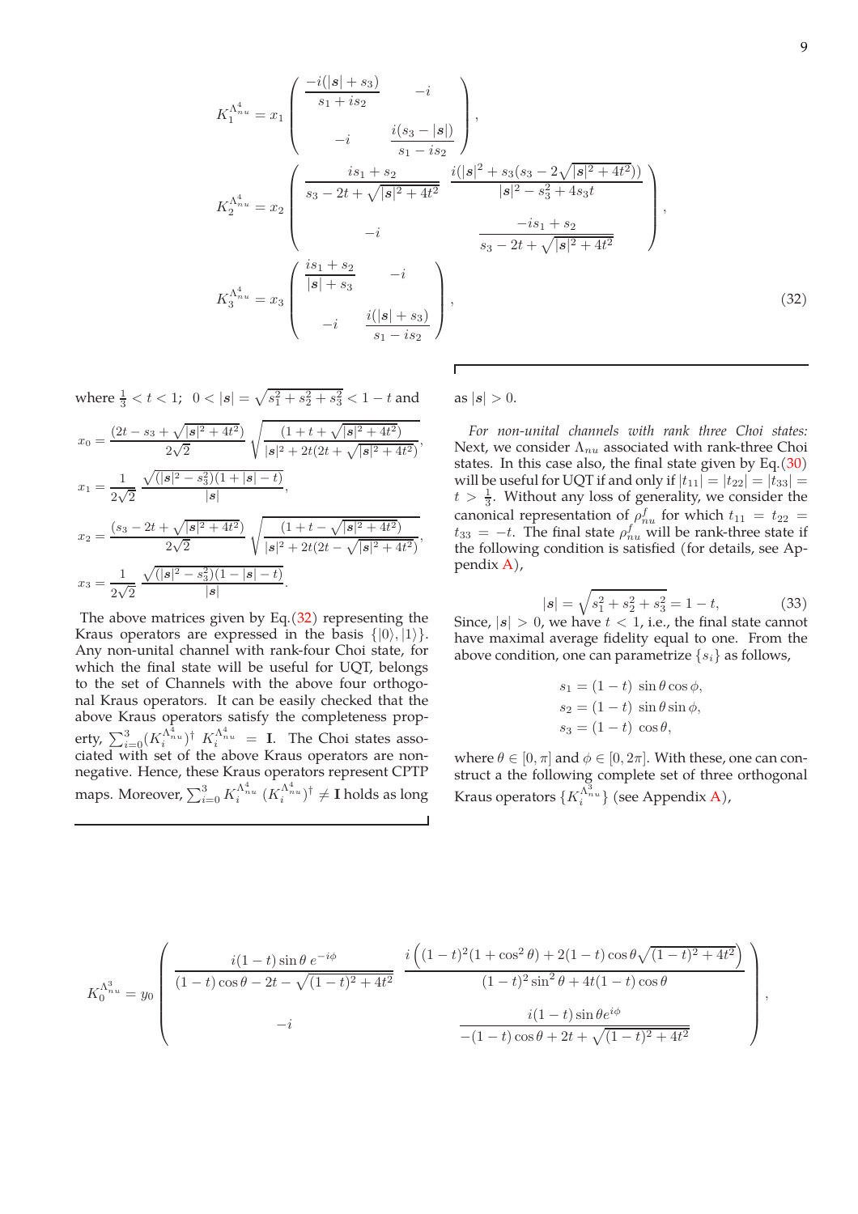$$K_1^{\Lambda_{nu}^4} = x_1 \begin{pmatrix} \dfrac{-i(|\boldsymbol{s}|+s_3)}{s_1+is_2} & -i \\ -i & \dfrac{i(s_3-|\boldsymbol{s}|)}{s_1-is_2} \end{pmatrix},$$

$$K_2^{\Lambda_{nu}^4} = x_2 \begin{pmatrix} \dfrac{is_1+s_2}{s_3-2t+\sqrt{|\boldsymbol{s}|^2+4t^2}} & \dfrac{i(|\boldsymbol{s}|^2+s_3(s_3-2\sqrt{|\boldsymbol{s}|^2+4t^2}))}{|\boldsymbol{s}|^2-s_3^2+4s_3t} \\ -i & \dfrac{-is_1+s_2}{s_3-2t+\sqrt{|\boldsymbol{s}|^2+4t^2}} \end{pmatrix},$$

$$K_3^{\Lambda_{nu}^4} = x_3 \begin{pmatrix} \dfrac{is_1+s_2}{|\boldsymbol{s}|+s_3} & -i \\ -i & \dfrac{i(|\boldsymbol{s}|+s_3)}{s_1-is_2} \end{pmatrix}, \tag{32}$$

where $\frac{1}{3} < t < 1$; $0 < |\boldsymbol{s}| = \sqrt{s_1^2+s_2^2+s_3^2} < 1-t$ and

$$x_0 = \frac{(2t-s_3+\sqrt{|\boldsymbol{s}|^2+4t^2})}{2\sqrt{2}}\sqrt{\frac{(1+t+\sqrt{|\boldsymbol{s}|^2+4t^2})}{|\boldsymbol{s}|^2+2t(2t+\sqrt{|\boldsymbol{s}|^2+4t^2})}},$$

$$x_1 = \frac{1}{2\sqrt{2}}\frac{\sqrt{(|\boldsymbol{s}|^2-s_3^2)(1+|\boldsymbol{s}|-t)}}{|\boldsymbol{s}|},$$

$$x_2 = \frac{(s_3-2t+\sqrt{|\boldsymbol{s}|^2+4t^2})}{2\sqrt{2}}\sqrt{\frac{(1+t-\sqrt{|\boldsymbol{s}|^2+4t^2})}{|\boldsymbol{s}|^2+2t(2t-\sqrt{|\boldsymbol{s}|^2+4t^2})}},$$

$$x_3 = \frac{1}{2\sqrt{2}}\frac{\sqrt{(|\boldsymbol{s}|^2-s_3^2)(1-|\boldsymbol{s}|-t)}}{|\boldsymbol{s}|}.$$

The above matrices given by Eq.(32) representing the Kraus operators are expressed in the basis $\{|0\rangle, |1\rangle\}$. Any non-unital channel with rank-four Choi state, for which the final state will be useful for UQT, belongs to the set of Channels with the above four orthogonal Kraus operators. It can be easily checked that the above Kraus operators satisfy the completeness property, $\sum_{i=0}^{3}(K_i^{\Lambda_{nu}^4})^\dagger\, K_i^{\Lambda_{nu}^4} = \mathbf{I}$. The Choi states associated with set of the above Kraus operators are non-negative. Hence, these Kraus operators represent CPTP maps. Moreover, $\sum_{i=0}^{3} K_i^{\Lambda_{nu}^4}\, (K_i^{\Lambda_{nu}^4})^\dagger \neq \mathbf{I}$ holds as long as $|\boldsymbol{s}| > 0$.

*For non-unital channels with rank three Choi states:* Next, we consider $\Lambda_{nu}$ associated with rank-three Choi states. In this case also, the final state given by Eq.(30) will be useful for UQT if and only if $|t_{11}| = |t_{22}| = |t_{33}| = t > \frac{1}{3}$. Without any loss of generality, we consider the canonical representation of $\rho_{nu}^f$ for which $t_{11} = t_{22} = t_{33} = -t$. The final state $\rho_{nu}^f$ will be rank-three state if the following condition is satisfied (for details, see Appendix A),

$$|\boldsymbol{s}| = \sqrt{s_1^2+s_2^2+s_3^2} = 1-t, \tag{33}$$

Since, $|\boldsymbol{s}| > 0$, we have $t < 1$, i.e., the final state cannot have maximal average fidelity equal to one. From the above condition, one can parametrize $\{s_i\}$ as follows,

$$s_1 = (1-t)\ \sin\theta\cos\phi,$$
$$s_2 = (1-t)\ \sin\theta\sin\phi,$$
$$s_3 = (1-t)\ \cos\theta,$$

where $\theta \in [0, \pi]$ and $\phi \in [0, 2\pi]$. With these, one can construct a the following complete set of three orthogonal Kraus operators $\{K_i^{\Lambda_{nu}^3}\}$ (see Appendix A),

$$K_0^{\Lambda_{nu}^3} = y_0 \begin{pmatrix} \dfrac{i(1-t)\sin\theta\, e^{-i\phi}}{(1-t)\cos\theta - 2t - \sqrt{(1-t)^2+4t^2}} & \dfrac{i\left((1-t)^2(1+\cos^2\theta) + 2(1-t)\cos\theta\sqrt{(1-t)^2+4t^2}\right)}{(1-t)^2\sin^2\theta + 4t(1-t)\cos\theta} \\ -i & \dfrac{i(1-t)\sin\theta e^{i\phi}}{-(1-t)\cos\theta + 2t + \sqrt{(1-t)^2+4t^2}} \end{pmatrix},$$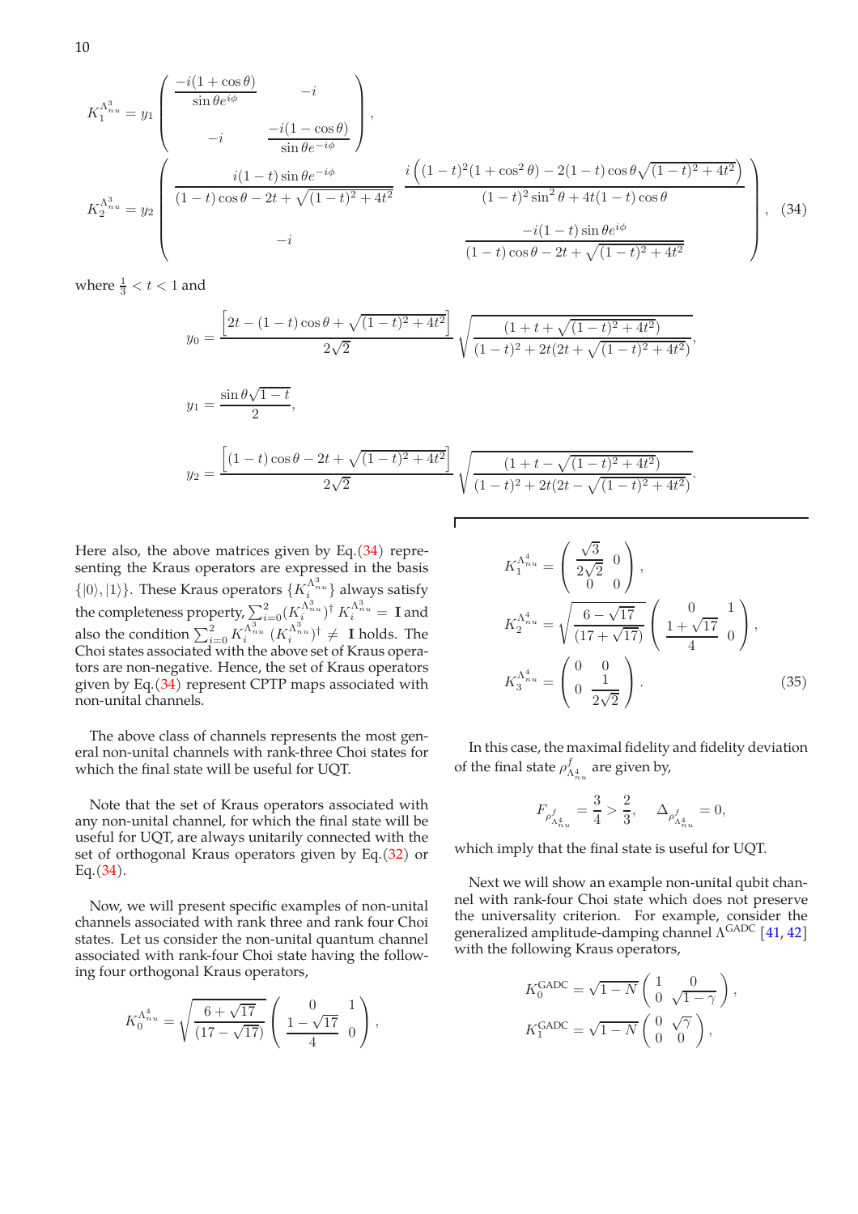$$K_1^{\Lambda^3_{nu}} = y_1 \begin{pmatrix} \dfrac{-i(1+\cos\theta)}{\sin\theta e^{i\phi}} & -i \\ -i & \dfrac{-i(1-\cos\theta)}{\sin\theta e^{-i\phi}} \end{pmatrix},$$

$$K_2^{\Lambda^3_{nu}} = y_2 \begin{pmatrix} \dfrac{i(1-t)\sin\theta e^{-i\phi}}{(1-t)\cos\theta - 2t + \sqrt{(1-t)^2+4t^2}} & \dfrac{i\left((1-t)^2(1+\cos^2\theta) - 2(1-t)\cos\theta\sqrt{(1-t)^2+4t^2}\right)}{(1-t)^2\sin^2\theta + 4t(1-t)\cos\theta} \\ -i & \dfrac{-i(1-t)\sin\theta e^{i\phi}}{(1-t)\cos\theta - 2t + \sqrt{(1-t)^2+4t^2}} \end{pmatrix}, \quad (34)$$

where $\frac{1}{3} < t < 1$ and

$$y_0 = \frac{\left[2t - (1-t)\cos\theta + \sqrt{(1-t)^2+4t^2}\right]}{2\sqrt{2}} \sqrt{\frac{(1+t+\sqrt{(1-t)^2+4t^2})}{(1-t)^2 + 2t(2t+\sqrt{(1-t)^2+4t^2})}},$$

$$y_1 = \frac{\sin\theta\sqrt{1-t}}{2},$$

$$y_2 = \frac{\left[(1-t)\cos\theta - 2t + \sqrt{(1-t)^2+4t^2}\right]}{2\sqrt{2}} \sqrt{\frac{(1+t-\sqrt{(1-t)^2+4t^2})}{(1-t)^2 + 2t(2t-\sqrt{(1-t)^2+4t^2})}}.$$

Here also, the above matrices given by Eq.(34) representing the Kraus operators are expressed in the basis $\{|0\rangle, |1\rangle\}$. These Kraus operators $\{K_i^{\Lambda^3_{nu}}\}$ always satisfy the completeness property, $\sum_{i=0}^{2}(K_i^{\Lambda^3_{nu}})^\dagger K_i^{\Lambda^3_{nu}} = \mathbf{I}$ and also the condition $\sum_{i=0}^{2} K_i^{\Lambda^3_{nu}} (K_i^{\Lambda^3_{nu}})^\dagger \neq \mathbf{I}$ holds. The Choi states associated with the above set of Kraus operators are non-negative. Hence, the set of Kraus operators given by Eq.(34) represent CPTP maps associated with non-unital channels.

The above class of channels represents the most general non-unital channels with rank-three Choi states for which the final state will be useful for UQT.

Note that the set of Kraus operators associated with any non-unital channel, for which the final state will be useful for UQT, are always unitarily connected with the set of orthogonal Kraus operators given by Eq.(32) or Eq.(34).

Now, we will present specific examples of non-unital channels associated with rank three and rank four Choi states. Let us consider the non-unital quantum channel associated with rank-four Choi state having the following four orthogonal Kraus operators,

$$K_0^{\Lambda^4_{nu}} = \sqrt{\frac{6+\sqrt{17}}{(17-\sqrt{17})}} \begin{pmatrix} 0 & 1 \\ \dfrac{1-\sqrt{17}}{4} & 0 \end{pmatrix},$$

$$K_1^{\Lambda^4_{nu}} = \begin{pmatrix} \dfrac{\sqrt{3}}{2\sqrt{2}} & 0 \\ 0 & 0 \end{pmatrix},$$

$$K_2^{\Lambda^4_{nu}} = \sqrt{\frac{6-\sqrt{17}}{(17+\sqrt{17})}} \begin{pmatrix} 0 & 1 \\ \dfrac{1+\sqrt{17}}{4} & 0 \end{pmatrix},$$

$$K_3^{\Lambda^4_{nu}} = \begin{pmatrix} 0 & 0 \\ 0 & \dfrac{1}{2\sqrt{2}} \end{pmatrix}. \quad (35)$$

In this case, the maximal fidelity and fidelity deviation of the final state $\rho^f_{\Lambda^4_{nu}}$ are given by,

$$F_{\rho^f_{\Lambda^4_{nu}}} = \frac{3}{4} > \frac{2}{3}, \quad \Delta_{\rho^f_{\Lambda^4_{nu}}} = 0,$$

which imply that the final state is useful for UQT.

Next we will show an example non-unital qubit channel with rank-four Choi state which does not preserve the universality criterion. For example, consider the generalized amplitude-damping channel $\Lambda^{\text{GADC}}$ [41, 42] with the following Kraus operators,

$$K_0^{\text{GADC}} = \sqrt{1-N} \begin{pmatrix} 1 & 0 \\ 0 & \sqrt{1-\gamma} \end{pmatrix},$$

$$K_1^{\text{GADC}} = \sqrt{1-N} \begin{pmatrix} 0 & \sqrt{\gamma} \\ 0 & 0 \end{pmatrix},$$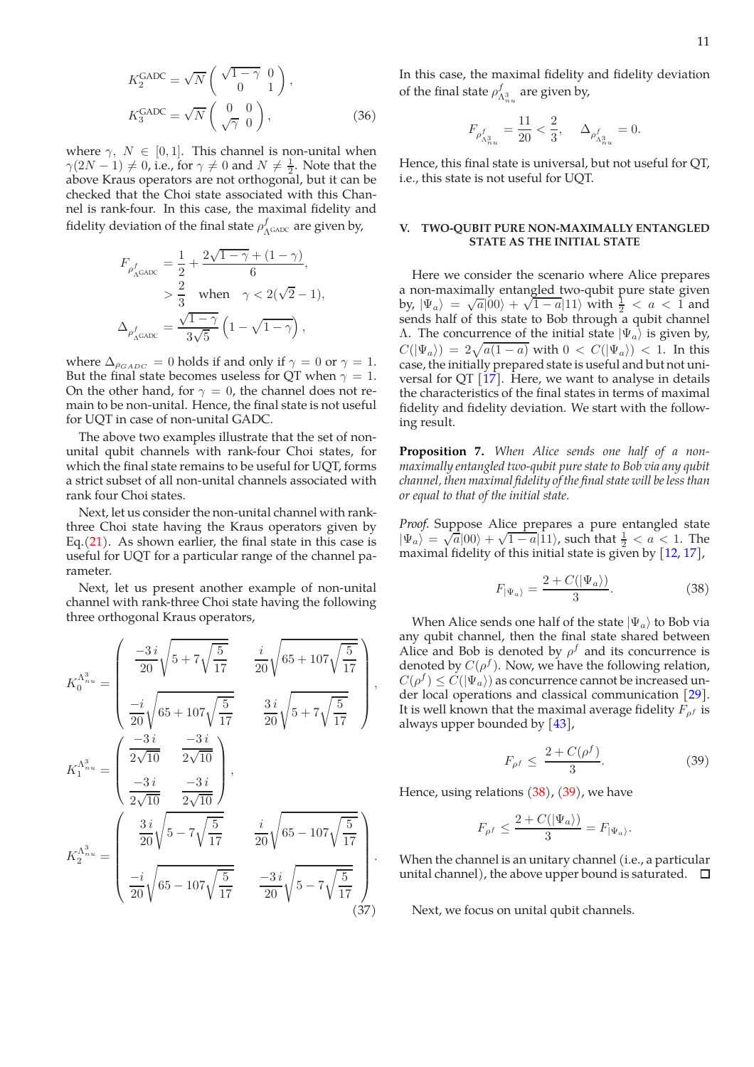$$K_2^{\text{GADC}} = \sqrt{N}\begin{pmatrix} \sqrt{1-\gamma} & 0 \\ 0 & 1 \end{pmatrix},$$

$$K_3^{\text{GADC}} = \sqrt{N}\begin{pmatrix} 0 & 0 \\ \sqrt{\gamma} & 0 \end{pmatrix}, \tag{36}$$

where $\gamma,\ N \in [0,1]$. This channel is non-unital when $\gamma(2N-1) \neq 0$, i.e., for $\gamma \neq 0$ and $N \neq \frac{1}{2}$. Note that the above Kraus operators are not orthogonal, but it can be checked that the Choi state associated with this Channel is rank-four. In this case, the maximal fidelity and fidelity deviation of the final state $\rho^f_{\Lambda^{\text{GADC}}}$ are given by,

$$\begin{aligned} F_{\rho^f_{\Lambda^{\text{GADC}}}} &= \frac{1}{2} + \frac{2\sqrt{1-\gamma} + (1-\gamma)}{6}, \\ &> \frac{2}{3} \quad \text{when} \quad \gamma < 2(\sqrt{2}-1), \\ \Delta_{\rho^f_{\Lambda^{\text{GADC}}}} &= \frac{\sqrt{1-\gamma}}{3\sqrt{5}}\left(1 - \sqrt{1-\gamma}\right), \end{aligned}$$

where $\Delta_{\rho_{GADC}} = 0$ holds if and only if $\gamma = 0$ or $\gamma = 1$. But the final state becomes useless for QT when $\gamma = 1$. On the other hand, for $\gamma = 0$, the channel does not remain to be non-unital. Hence, the final state is not useful for UQT in case of non-unital GADC.

The above two examples illustrate that the set of non-unital qubit channels with rank-four Choi states, for which the final state remains to be useful for UQT, forms a strict subset of all non-unital channels associated with rank four Choi states.

Next, let us consider the non-unital channel with rank-three Choi state having the Kraus operators given by Eq.(21). As shown earlier, the final state in this case is useful for UQT for a particular range of the channel parameter.

Next, let us present another example of non-unital channel with rank-three Choi state having the following three orthogonal Kraus operators,

$$K_0^{\Lambda^3_{nu}} = \begin{pmatrix} \dfrac{-3\,i}{20}\sqrt{5+7\sqrt{\dfrac{5}{17}}} & \dfrac{i}{20}\sqrt{65+107\sqrt{\dfrac{5}{17}}} \\ \dfrac{-i}{20}\sqrt{65+107\sqrt{\dfrac{5}{17}}} & \dfrac{3\,i}{20}\sqrt{5+7\sqrt{\dfrac{5}{17}}} \end{pmatrix},$$

$$K_1^{\Lambda^3_{nu}} = \begin{pmatrix} \dfrac{-3\,i}{2\sqrt{10}} & \dfrac{-3\,i}{2\sqrt{10}} \\ \dfrac{-3\,i}{2\sqrt{10}} & \dfrac{-3\,i}{2\sqrt{10}} \end{pmatrix},$$

$$K_2^{\Lambda^3_{nu}} = \begin{pmatrix} \dfrac{3\,i}{20}\sqrt{5-7\sqrt{\dfrac{5}{17}}} & \dfrac{i}{20}\sqrt{65-107\sqrt{\dfrac{5}{17}}} \\ \dfrac{-i}{20}\sqrt{65-107\sqrt{\dfrac{5}{17}}} & \dfrac{-3\,i}{20}\sqrt{5-7\sqrt{\dfrac{5}{17}}} \end{pmatrix}. \tag{37}$$

In this case, the maximal fidelity and fidelity deviation of the final state $\rho^f_{\Lambda^3_{nu}}$ are given by,

$$F_{\rho^f_{\Lambda^3_{nu}}} = \frac{11}{20} < \frac{2}{3}, \quad \Delta_{\rho^f_{\Lambda^3_{nu}}} = 0.$$

Hence, this final state is universal, but not useful for QT, i.e., this state is not useful for UQT.

## V. TWO-QUBIT PURE NON-MAXIMALLY ENTANGLED STATE AS THE INITIAL STATE

Here we consider the scenario where Alice prepares a non-maximally entangled two-qubit pure state given by, $|\Psi_a\rangle = \sqrt{a}|00\rangle + \sqrt{1-a}|11\rangle$ with $\frac{1}{2} < a < 1$ and sends half of this state to Bob through a qubit channel $\Lambda$. The concurrence of the initial state $|\Psi_a\rangle$ is given by, $C(|\Psi_a\rangle) = 2\sqrt{a(1-a)}$ with $0 < C(|\Psi_a\rangle) < 1$. In this case, the initially prepared state is useful and but not universal for QT [17]. Here, we want to analyse in details the characteristics of the final states in terms of maximal fidelity and fidelity deviation. We start with the following result.

**Proposition 7.** *When Alice sends one half of a non-maximally entangled two-qubit pure state to Bob via any qubit channel, then the maximal fidelity of the final state will be less than or equal to that of the initial state.*

*Proof.* Suppose Alice prepares a pure entangled state $|\Psi_a\rangle = \sqrt{a}|00\rangle + \sqrt{1-a}|11\rangle$, such that $\frac{1}{2} < a < 1$. The maximal fidelity of this initial state is given by [12, 17],

$$F_{|\Psi_a\rangle} = \frac{2 + C(|\Psi_a\rangle)}{3}. \tag{38}$$

When Alice sends one half of the state $|\Psi_a\rangle$ to Bob via any qubit channel, then the final state shared between Alice and Bob is denoted by $\rho^f$ and its concurrence is denoted by $C(\rho^f)$. Now, we have the following relation, $C(\rho^f) \leq C(|\Psi_a\rangle)$ as concurrence cannot be increased under local operations and classical communication [29]. It is well known that the maximal average fidelity $F_{\rho^f}$ is always upper bounded by [43],

$$F_{\rho^f} \leq \frac{2 + C(\rho^f)}{3}. \tag{39}$$

Hence, using relations (38), (39), we have

$$F_{\rho^f} \leq \frac{2 + C(|\Psi_a\rangle)}{3} = F_{|\Psi_a\rangle}.$$

When the channel is an unitary channel (i.e., a particular unital channel), the above upper bound is saturated. □

Next, we focus on unital qubit channels.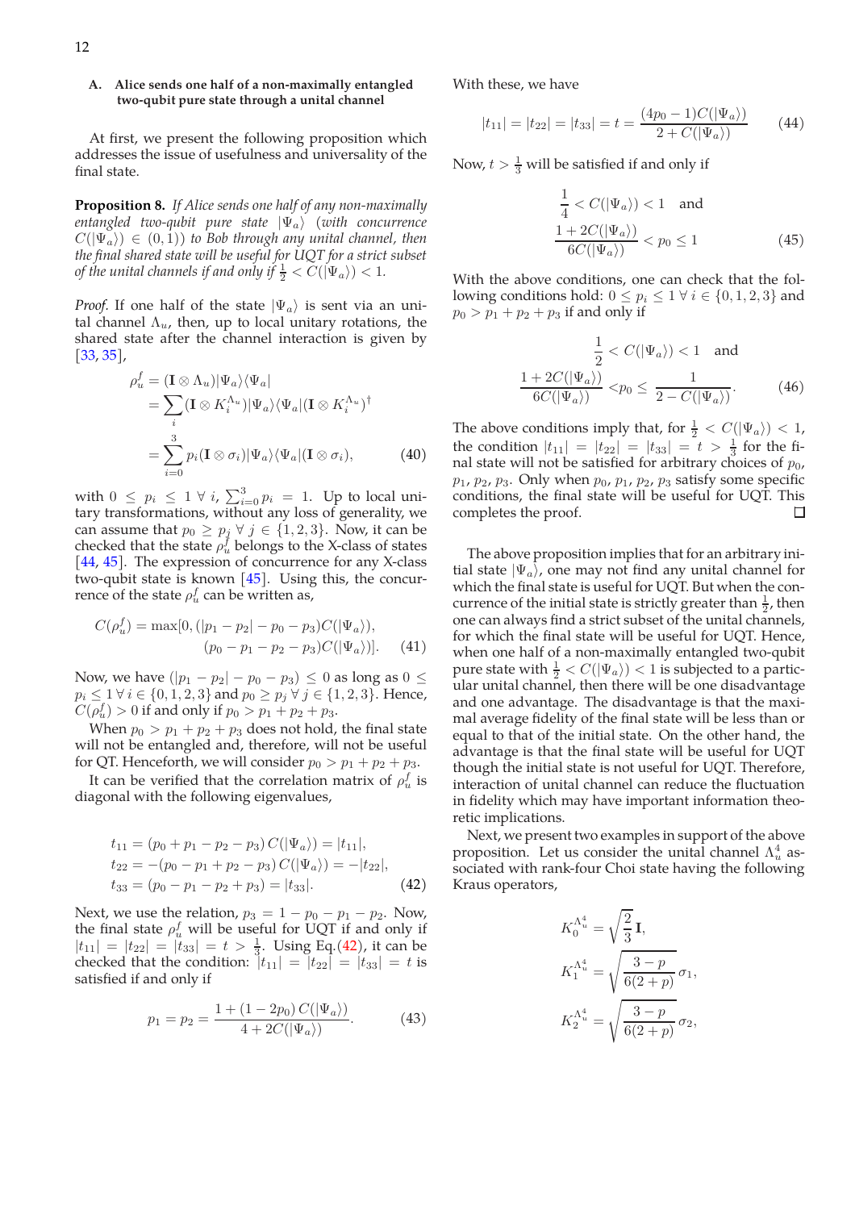### A. Alice sends one half of a non-maximally entangled two-qubit pure state through a unital channel

At first, we present the following proposition which addresses the issue of usefulness and universality of the final state.

**Proposition 8.** *If Alice sends one half of any non-maximally entangled two-qubit pure state $|\Psi_a\rangle$ (with concurrence $C(|\Psi_a\rangle) \in (0,1)$) to Bob through any unital channel, then the final shared state will be useful for UQT for a strict subset of the final unital channels if and only if $\frac{1}{2} < C(|\Psi_a\rangle) < 1$.*

*Proof.* If one half of the state $|\Psi_a\rangle$ is sent via an unital channel $\Lambda_u$, then, up to local unitary rotations, the shared state after the channel interaction is given by [33, 35],

$$
\begin{aligned}
\rho_u^f &= (\mathbf{I} \otimes \Lambda_u)|\Psi_a\rangle\langle\Psi_a| \\
&= \sum_i (\mathbf{I} \otimes K_i^{\Lambda_u})|\Psi_a\rangle\langle\Psi_a|(\mathbf{I} \otimes K_i^{\Lambda_u})^\dagger \\
&= \sum_{i=0}^{3} p_i (\mathbf{I} \otimes \sigma_i)|\Psi_a\rangle\langle\Psi_a|(\mathbf{I} \otimes \sigma_i),
\end{aligned} \tag{40}
$$

with $0 \le p_i \le 1 \;\forall\, i$, $\sum_{i=0}^{3} p_i = 1$. Up to local unitary transformations, without any loss of generality, we can assume that $p_0 \ge p_j \;\forall\, j \in \{1,2,3\}$. Now, it can be checked that the state $\rho_u^f$ belongs to the X-class of states [44, 45]. The expression of concurrence for any X-class two-qubit state is known [45]. Using this, the concurrence of the state $\rho_u^f$ can be written as,

$$
\begin{aligned}
C(\rho_u^f) = \max[0, (&|p_1 - p_2| - p_0 - p_3)C(|\Psi_a\rangle), \\
&(p_0 - p_1 - p_2 - p_3)C(|\Psi_a\rangle)].
\end{aligned} \tag{41}
$$

Now, we have $(|p_1 - p_2| - p_0 - p_3) \le 0$ as long as $0 \le p_i \le 1 \;\forall\, i \in \{0,1,2,3\}$ and $p_0 \ge p_j \;\forall\, j \in \{1,2,3\}$. Hence, $C(\rho_u^f) > 0$ if and only if $p_0 > p_1 + p_2 + p_3$.

When $p_0 > p_1 + p_2 + p_3$ does not hold, the final state will not be entangled and, therefore, will not be useful for QT. Henceforth, we will consider $p_0 > p_1 + p_2 + p_3$.

It can be verified that the correlation matrix of $\rho_u^f$ is diagonal with the following eigenvalues,

$$
\begin{aligned}
t_{11} &= (p_0 + p_1 - p_2 - p_3)\, C(|\Psi_a\rangle) = |t_{11}|, \\
t_{22} &= -(p_0 - p_1 + p_2 - p_3)\, C(|\Psi_a\rangle) = -|t_{22}|, \\
t_{33} &= (p_0 - p_1 - p_2 + p_3) = |t_{33}|.
\end{aligned} \tag{42}
$$

Next, we use the relation, $p_3 = 1 - p_0 - p_1 - p_2$. Now, the final state $\rho_u^f$ will be useful for UQT if and only if $|t_{11}| = |t_{22}| = |t_{33}| = t > \frac{1}{3}$. Using Eq.(42), it can be checked that the condition: $|t_{11}| = |t_{22}| = |t_{33}| = t$ is satisfied if and only if

$$
p_1 = p_2 = \frac{1 + (1 - 2p_0)\, C(|\Psi_a\rangle)}{4 + 2C(|\Psi_a\rangle)}. \tag{43}
$$

With these, we have

$$
|t_{11}| = |t_{22}| = |t_{33}| = t = \frac{(4p_0 - 1)C(|\Psi_a\rangle)}{2 + C(|\Psi_a\rangle)} \tag{44}
$$

Now, $t > \frac{1}{3}$ will be satisfied if and only if

$$
\begin{aligned}
\frac{1}{4} < C(|\Psi_a\rangle) < 1 \quad &\text{and} \\
\frac{1 + 2C(|\Psi_a\rangle)}{6C(|\Psi_a\rangle)} < p_0 \le 1&
\end{aligned} \tag{45}
$$

With the above conditions, one can check that the following conditions hold: $0 \le p_i \le 1 \;\forall\, i \in \{0,1,2,3\}$ and $p_0 > p_1 + p_2 + p_3$ if and only if

$$
\begin{aligned}
\frac{1}{2} < C(|\Psi_a\rangle) < 1 \quad &\text{and} \\
\frac{1 + 2C(|\Psi_a\rangle)}{6C(|\Psi_a\rangle)} < p_0 \le \;& \frac{1}{2 - C(|\Psi_a\rangle)}.
\end{aligned} \tag{46}
$$

The above conditions imply that, for $\frac{1}{2} < C(|\Psi_a\rangle) < 1$, the condition $|t_{11}| = |t_{22}| = |t_{33}| = t > \frac{1}{3}$ for the final state will not be satisfied for arbitrary choices of $p_0$, $p_1$, $p_2$, $p_3$. Only when $p_0$, $p_1$, $p_2$, $p_3$ satisfy some specific conditions, the final state will be useful for UQT. This completes the proof. ◻

The above proposition implies that for an arbitrary initial state $|\Psi_a\rangle$, one may not find any unital channel for which the final state is useful for UQT. But when the concurrence of the initial state is strictly greater than $\frac{1}{2}$, then one can always find a strict subset of the unital channels, for which the final state will be useful for UQT. Hence, when one half of a non-maximally entangled two-qubit pure state with $\frac{1}{2} < C(|\Psi_a\rangle) < 1$ is subjected to a particular unital channel, then there will be one disadvantage and one advantage. The disadvantage is that the maximal average fidelity of the final state will be less than or equal to that of the initial state. On the other hand, the advantage is that the final state will be useful for UQT though the initial state is not useful for UQT. Therefore, interaction of unital channel can reduce the fluctuation in fidelity which may have important information theoretic implications.

Next, we present two examples in support of the above proposition. Let us consider the unital channel $\Lambda_u^4$ associated with rank-four Choi state having the following Kraus operators,

$$
\begin{aligned}
K_0^{\Lambda_u^4} &= \sqrt{\frac{2}{3}}\,\mathbf{I}, \\
K_1^{\Lambda_u^4} &= \sqrt{\frac{3 - p}{6(2 + p)}}\,\sigma_1, \\
K_2^{\Lambda_u^4} &= \sqrt{\frac{3 - p}{6(2 + p)}}\,\sigma_2,
\end{aligned}
$$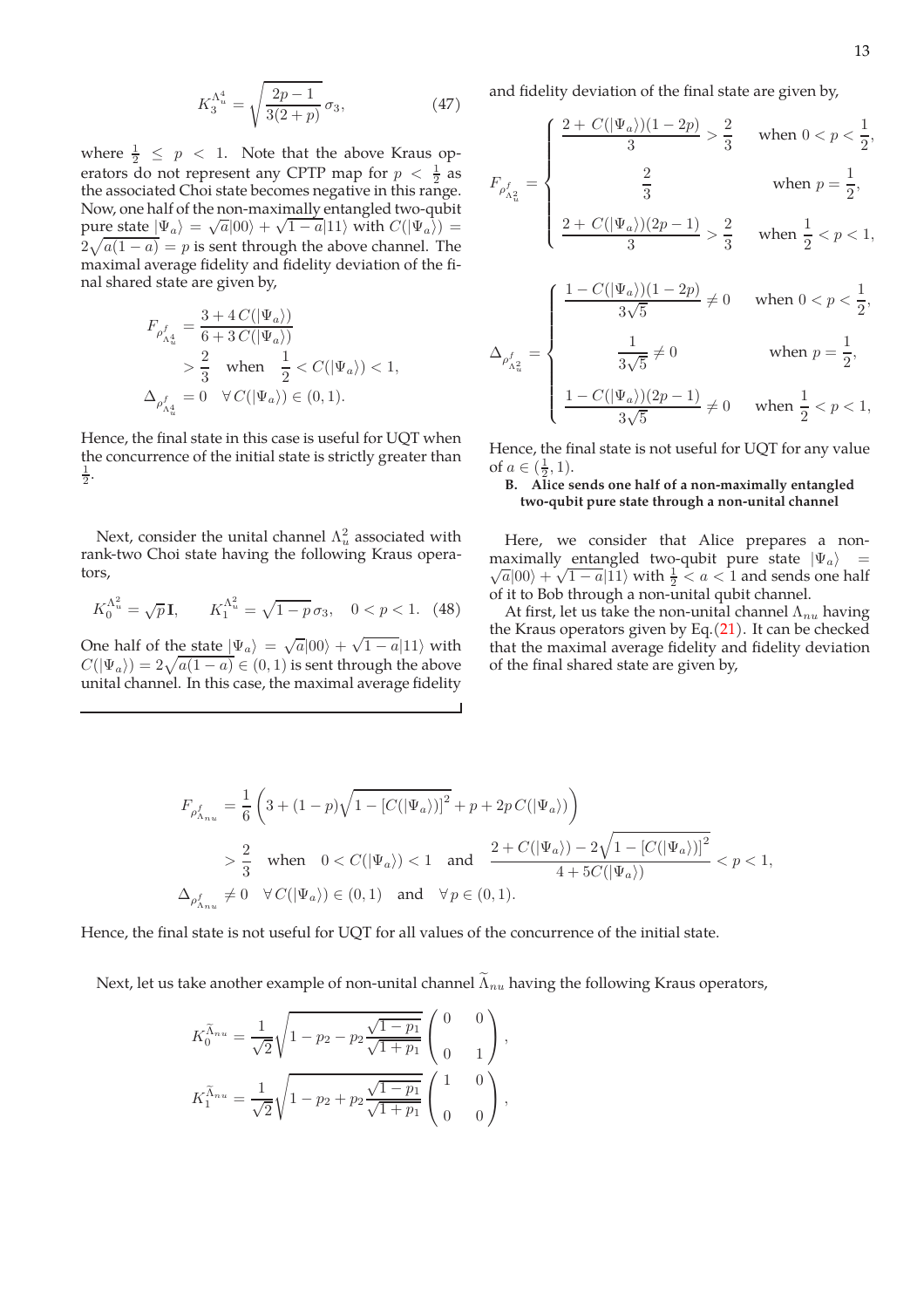$$K_3^{\Lambda_u^4} = \sqrt{\frac{2p-1}{3(2+p)}}\,\sigma_3, \tag{47}$$

where $\frac{1}{2} \leq p < 1$. Note that the above Kraus operators do not represent any CPTP map for $p < \frac{1}{2}$ as the associated Choi state becomes negative in this range. Now, one half of the non-maximally entangled two-qubit pure state $|\Psi_a\rangle = \sqrt{a}|00\rangle + \sqrt{1-a}|11\rangle$ with $C(|\Psi_a\rangle) = 2\sqrt{a(1-a)} = p$ is sent through the above channel. The maximal average fidelity and fidelity deviation of the final shared state are given by,

$$\begin{aligned}
F_{\rho^f_{\Lambda_u^4}} &= \frac{3 + 4\,C(|\Psi_a\rangle)}{6 + 3\,C(|\Psi_a\rangle)} \\
&> \frac{2}{3} \quad \text{when} \quad \frac{1}{2} < C(|\Psi_a\rangle) < 1, \\
\Delta_{\rho^f_{\Lambda_u^4}} &= 0 \quad \forall\, C(|\Psi_a\rangle) \in (0,1).
\end{aligned}$$

Hence, the final state in this case is useful for UQT when the concurrence of the initial state is strictly greater than $\frac{1}{2}$.

Next, consider the unital channel $\Lambda_u^2$ associated with rank-two Choi state having the following Kraus operators,

$$K_0^{\Lambda_u^2} = \sqrt{p}\,\mathbf{I}, \qquad K_1^{\Lambda_u^2} = \sqrt{1-p}\,\sigma_3, \quad 0 < p < 1. \tag{48}$$

One half of the state $|\Psi_a\rangle = \sqrt{a}|00\rangle + \sqrt{1-a}|11\rangle$ with $C(|\Psi_a\rangle) = 2\sqrt{a(1-a)} \in (0,1)$ is sent through the above unital channel. In this case, the maximal average fidelity and fidelity deviation of the final state are given by,

$$F_{\rho^f_{\Lambda_u^2}} = \begin{cases} \dfrac{2 + C(|\Psi_a\rangle)(1-2p)}{3} > \dfrac{2}{3} & \text{when } 0 < p < \dfrac{1}{2}, \\[2ex] \dfrac{2}{3} & \text{when } p = \dfrac{1}{2}, \\[2ex] \dfrac{2 + C(|\Psi_a\rangle)(2p-1)}{3} > \dfrac{2}{3} & \text{when } \dfrac{1}{2} < p < 1, \end{cases}$$

$$\Delta_{\rho^f_{\Lambda_u^2}} = \begin{cases} \dfrac{1 - C(|\Psi_a\rangle)(1-2p)}{3\sqrt{5}} \neq 0 & \text{when } 0 < p < \dfrac{1}{2}, \\[2ex] \dfrac{1}{3\sqrt{5}} \neq 0 & \text{when } p = \dfrac{1}{2}, \\[2ex] \dfrac{1 - C(|\Psi_a\rangle)(2p-1)}{3\sqrt{5}} \neq 0 & \text{when } \dfrac{1}{2} < p < 1, \end{cases}$$

Hence, the final state is not useful for UQT for any value of $a \in (\frac{1}{2}, 1)$.

### B. Alice sends one half of a non-maximally entangled two-qubit pure state through a non-unital channel

Here, we consider that Alice prepares a non-maximally entangled two-qubit pure state $|\Psi_a\rangle = \sqrt{a}|00\rangle + \sqrt{1-a}|11\rangle$ with $\frac{1}{2} < a < 1$ and sends one half of it to Bob through a non-unital qubit channel.

At first, let us take the non-unital channel $\Lambda_{nu}$ having the Kraus operators given by Eq.(21). It can be checked that the maximal average fidelity and fidelity deviation of the final shared state are given by,

$$\begin{aligned}
F_{\rho^f_{\Lambda_{nu}}} &= \frac{1}{6}\left(3 + (1-p)\sqrt{1 - [C(|\Psi_a\rangle)]^2} + p + 2p\,C(|\Psi_a\rangle)\right) \\
&> \frac{2}{3} \quad \text{when} \quad 0 < C(|\Psi_a\rangle) < 1 \quad \text{and} \quad \frac{2 + C(|\Psi_a\rangle) - 2\sqrt{1 - [C(|\Psi_a\rangle)]^2}}{4 + 5C(|\Psi_a\rangle)} < p < 1, \\
\Delta_{\rho^f_{\Lambda_{nu}}} &\neq 0 \quad \forall\, C(|\Psi_a\rangle) \in (0,1) \quad \text{and} \quad \forall\, p \in (0,1).
\end{aligned}$$

Hence, the final state is not useful for UQT for all values of the concurrence of the initial state.

Next, let us take another example of non-unital channel $\widetilde{\Lambda}_{nu}$ having the following Kraus operators,

$$\begin{aligned}
K_0^{\widetilde{\Lambda}_{nu}} &= \frac{1}{\sqrt{2}}\sqrt{1 - p_2 - p_2\frac{\sqrt{1-p_1}}{\sqrt{1+p_1}}}\begin{pmatrix} 0 & 0 \\ 0 & 1 \end{pmatrix}, \\
K_1^{\widetilde{\Lambda}_{nu}} &= \frac{1}{\sqrt{2}}\sqrt{1 - p_2 + p_2\frac{\sqrt{1-p_1}}{\sqrt{1+p_1}}}\begin{pmatrix} 1 & 0 \\ 0 & 0 \end{pmatrix},
\end{aligned}$$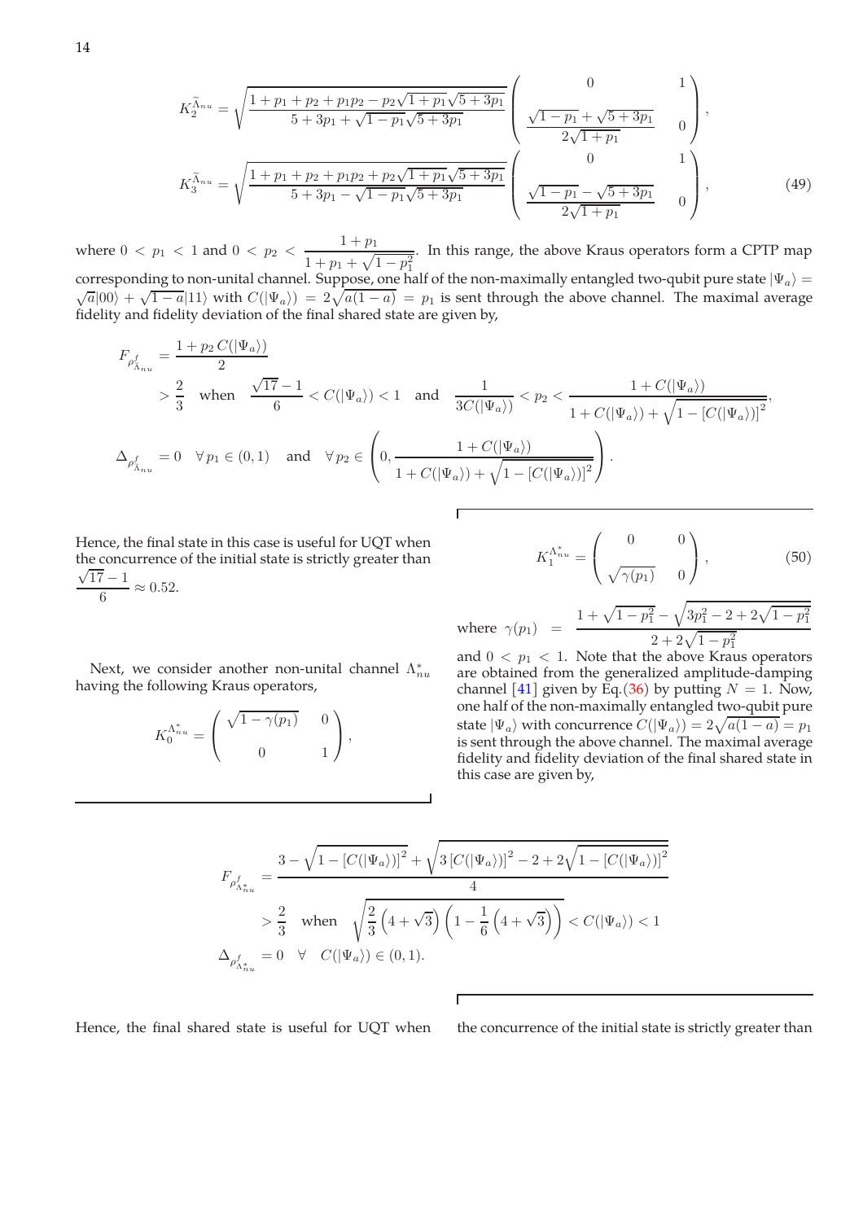$$K_2^{\widetilde{\Lambda}_{nu}} = \sqrt{\frac{1+p_1+p_2+p_1p_2 - p_2\sqrt{1+p_1}\sqrt{5+3p_1}}{5+3p_1+\sqrt{1-p_1}\sqrt{5+3p_1}}} \begin{pmatrix} 0 & 1 \\ \frac{\sqrt{1-p_1}+\sqrt{5+3p_1}}{2\sqrt{1+p_1}} & 0 \end{pmatrix},$$

$$K_3^{\widetilde{\Lambda}_{nu}} = \sqrt{\frac{1+p_1+p_2+p_1p_2 + p_2\sqrt{1+p_1}\sqrt{5+3p_1}}{5+3p_1-\sqrt{1-p_1}\sqrt{5+3p_1}}} \begin{pmatrix} 0 & 1 \\ \frac{\sqrt{1-p_1}-\sqrt{5+3p_1}}{2\sqrt{1+p_1}} & 0 \end{pmatrix}, \tag{49}$$

where $0 < p_1 < 1$ and $0 < p_2 < \dfrac{1+p_1}{1+p_1+\sqrt{1-p_1^2}}$. In this range, the above Kraus operators form a CPTP map corresponding to non-unital channel. Suppose, one half of the non-maximally entangled two-qubit pure state $|\Psi_a\rangle = \sqrt{a}|00\rangle + \sqrt{1-a}|11\rangle$ with $C(|\Psi_a\rangle) = 2\sqrt{a(1-a)} = p_1$ is sent through the above channel. The maximal average fidelity and fidelity deviation of the final shared state are given by,

$$F_{\rho^f_{\widetilde{\Lambda}_{nu}}} = \frac{1+p_2\, C(|\Psi_a\rangle)}{2}$$

$$> \frac{2}{3} \quad \text{when} \quad \frac{\sqrt{17}-1}{6} < C(|\Psi_a\rangle) < 1 \quad \text{and} \quad \frac{1}{3C(|\Psi_a\rangle)} < p_2 < \frac{1+C(|\Psi_a\rangle)}{1+C(|\Psi_a\rangle)+\sqrt{1-[C(|\Psi_a\rangle)]^2}},$$

$$\Delta_{\rho^f_{\widetilde{\Lambda}_{nu}}} = 0 \quad \forall\, p_1 \in (0,1) \quad \text{and} \quad \forall\, p_2 \in \left(0, \frac{1+C(|\Psi_a\rangle)}{1+C(|\Psi_a\rangle)+\sqrt{1-[C(|\Psi_a\rangle)]^2}}\right).$$

Hence, the final state in this case is useful for UQT when the concurrence of the initial state is strictly greater than $\dfrac{\sqrt{17}-1}{6} \approx 0.52$.

Next, we consider another non-unital channel $\Lambda^*_{nu}$ having the following Kraus operators,

$$K_0^{\Lambda^*_{nu}} = \begin{pmatrix} \sqrt{1-\gamma(p_1)} & 0 \\ 0 & 1 \end{pmatrix},$$

$$K_1^{\Lambda^*_{nu}} = \begin{pmatrix} 0 & 0 \\ \sqrt{\gamma(p_1)} & 0 \end{pmatrix}, \tag{50}$$

where $\gamma(p_1) = \dfrac{1+\sqrt{1-p_1^2}-\sqrt{3p_1^2-2+2\sqrt{1-p_1^2}}}{2+2\sqrt{1-p_1^2}}$ and $0 < p_1 < 1$. Note that the above Kraus operators are obtained from the generalized amplitude-damping channel [41] given by Eq.(36) by putting $N = 1$. Now, one half of the non-maximally entangled two-qubit pure state $|\Psi_a\rangle$ with concurrence $C(|\Psi_a\rangle) = 2\sqrt{a(1-a)} = p_1$ is sent through the above channel. The maximal average fidelity and fidelity deviation of the final shared state in this case are given by,

$$F_{\rho^f_{\Lambda^*_{nu}}} = \frac{3-\sqrt{1-[C(|\Psi_a\rangle)]^2}+\sqrt{3\,[C(|\Psi_a\rangle)]^2-2+2\sqrt{1-[C(|\Psi_a\rangle)]^2}}}{4}$$

$$> \frac{2}{3} \quad \text{when} \quad \sqrt{\frac{2}{3}\left(4+\sqrt{3}\right)\left(1-\frac{1}{6}\left(4+\sqrt{3}\right)\right)} < C(|\Psi_a\rangle) < 1$$

$$\Delta_{\rho^f_{\Lambda^*_{nu}}} = 0 \quad \forall \quad C(|\Psi_a\rangle) \in (0,1).$$

Hence, the final shared state is useful for UQT when the concurrence of the initial state is strictly greater than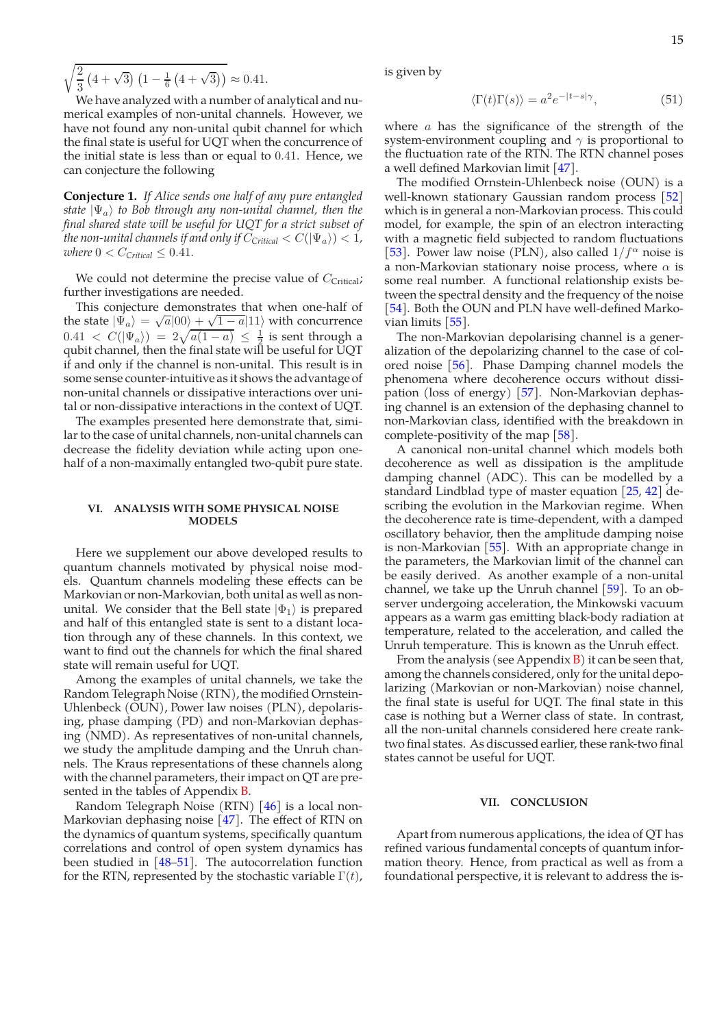$\sqrt{\frac{2}{3}\left(4+\sqrt{3}\right)\left(1-\frac{1}{6}\left(4+\sqrt{3}\right)\right)} \approx 0.41.$

We have analyzed with a number of analytical and numerical examples of non-unital channels. However, we have not found any non-unital qubit channel for which the final state is useful for UQT when the concurrence of the initial state is less than or equal to 0.41. Hence, we can conjecture the following

**Conjecture 1.** *If Alice sends one half of any pure entangled state $|\Psi_a\rangle$ to Bob through any non-unital channel, then the final shared state will be useful for UQT for a strict subset of the non-unital channels if and only if $C_{Critical} < C(|\Psi_a\rangle) < 1$, where $0 < C_{Critical} \leq 0.41$.*

We could not determine the precise value of $C_{\text{Critical}}$; further investigations are needed.

This conjecture demonstrates that when one-half of the state $|\Psi_a\rangle = \sqrt{a}|00\rangle + \sqrt{1-a}|11\rangle$ with concurrence $0.41 < C(|\Psi_a\rangle) = 2\sqrt{a(1-a)} \leq \frac{1}{2}$ is sent through a qubit channel, then the final state will be useful for UQT if and only if the channel is non-unital. This result is in some sense counter-intuitive as it shows the advantage of non-unital channels or dissipative interactions over unital or non-dissipative interactions in the context of UQT.

The examples presented here demonstrate that, similar to the case of unital channels, non-unital channels can decrease the fidelity deviation while acting upon one-half of a non-maximally entangled two-qubit pure state.

## VI. ANALYSIS WITH SOME PHYSICAL NOISE MODELS

Here we supplement our above developed results to quantum channels motivated by physical noise models. Quantum channels modeling these effects can be Markovian or non-Markovian, both unital as well as non-unital. We consider that the Bell state $|\Phi_1\rangle$ is prepared and half of this entangled state is sent to a distant location through any of these channels. In this context, we want to find out the channels for which the final shared state will remain useful for UQT.

Among the examples of unital channels, we take the Random Telegraph Noise (RTN), the modified Ornstein-Uhlenbeck (OUN), Power law noises (PLN), depolarising, phase damping (PD) and non-Markovian dephasing (NMD). As representatives of non-unital channels, we study the amplitude damping and the Unruh channels. The Kraus representations of these channels along with the channel parameters, their impact on QT are presented in the tables of Appendix B.

Random Telegraph Noise (RTN) [46] is a local non-Markovian dephasing noise [47]. The effect of RTN on the dynamics of quantum systems, specifically quantum correlations and control of open system dynamics has been studied in [48–51]. The autocorrelation function for the RTN, represented by the stochastic variable $\Gamma(t)$, is given by

$$\langle\Gamma(t)\Gamma(s)\rangle = a^2 e^{-|t-s|\gamma}, \tag{51}$$

where $a$ has the significance of the strength of the system-environment coupling and $\gamma$ is proportional to the fluctuation rate of the RTN. The RTN channel poses a well defined Markovian limit [47].

The modified Ornstein-Uhlenbeck noise (OUN) is a well-known stationary Gaussian random process [52] which is in general a non-Markovian process. This could model, for example, the spin of an electron interacting with a magnetic field subjected to random fluctuations [53]. Power law noise (PLN), also called $1/f^\alpha$ noise is a non-Markovian stationary noise process, where $\alpha$ is some real number. A functional relationship exists between the spectral density and the frequency of the noise [54]. Both the OUN and PLN have well-defined Markovian limits [55].

The non-Markovian depolarising channel is a generalization of the depolarizing channel to the case of colored noise [56]. Phase Damping channel models the phenomena where decoherence occurs without dissipation (loss of energy) [57]. Non-Markovian dephasing channel is an extension of the dephasing channel to non-Markovian class, identified with the breakdown in complete-positivity of the map [58].

A canonical non-unital channel which models both decoherence as well as dissipation is the amplitude damping channel (ADC). This can be modelled by a standard Lindblad type of master equation [25, 42] describing the evolution in the Markovian regime. When the decoherence rate is time-dependent, with a damped oscillatory behavior, then the amplitude damping noise is non-Markovian [55]. With an appropriate change in the parameters, the Markovian limit of the channel can be easily derived. As another example of a non-unital channel, we take up the Unruh channel [59]. To an observer undergoing acceleration, the Minkowski vacuum appears as a warm gas emitting black-body radiation at temperature, related to the acceleration, and called the Unruh temperature. This is known as the Unruh effect.

From the analysis (see Appendix B) it can be seen that, among the channels considered, only for the unital depolarizing (Markovian or non-Markovian) noise channel, the final state is useful for UQT. The final state in this case is nothing but a Werner class of state. In contrast, all the non-unital channels considered here create rank-two final states. As discussed earlier, these rank-two final states cannot be useful for UQT.

## VII. CONCLUSION

Apart from numerous applications, the idea of QT has refined various fundamental concepts of quantum information theory. Hence, from practical as well as from a foundational perspective, it is relevant to address the is-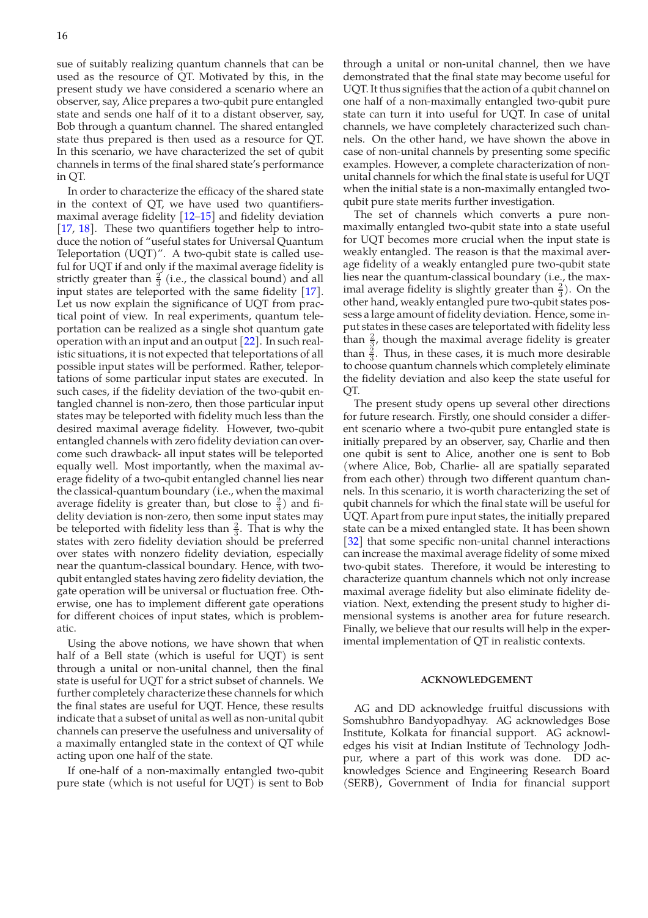sue of suitably realizing quantum channels that can be used as the resource of QT. Motivated by this, in the present study we have considered a scenario where an observer, say, Alice prepares a two-qubit pure entangled state and sends one half of it to a distant observer, say, Bob through a quantum channel. The shared entangled state thus prepared is then used as a resource for QT. In this scenario, we have characterized the set of qubit channels in terms of the final shared state's performance in QT.

In order to characterize the efficacy of the shared state in the context of QT, we have used two quantifiers- maximal average fidelity [12–15] and fidelity deviation [17, 18]. These two quantifiers together help to introduce the notion of "useful states for Universal Quantum Teleportation (UQT)". A two-qubit state is called useful for UQT if and only if the maximal average fidelity is strictly greater than $\frac{2}{3}$ (i.e., the classical bound) and all input states are teleported with the same fidelity [17]. Let us now explain the significance of UQT from practical point of view. In real experiments, quantum teleportation can be realized as a single shot quantum gate operation with an input and an output [22]. In such realistic situations, it is not expected that teleportations of all possible input states will be performed. Rather, teleportations of some particular input states are executed. In such cases, if the fidelity deviation of the two-qubit entangled channel is non-zero, then those particular input states may be teleported with fidelity much less than the desired maximal average fidelity. However, two-qubit entangled channels with zero fidelity deviation can overcome such drawback- all input states will be teleported equally well. Most importantly, when the maximal average fidelity of a two-qubit entangled channel lies near the classical-quantum boundary (i.e., when the maximal average fidelity is greater than, but close to $\frac{2}{3}$) and fidelity deviation is non-zero, then some input states may be teleported with fidelity less than $\frac{2}{3}$. That is why the states with zero fidelity deviation should be preferred over states with nonzero fidelity deviation, especially near the quantum-classical boundary. Hence, with two-qubit entangled states having zero fidelity deviation, the gate operation will be universal or fluctuation free. Otherwise, one has to implement different gate operations for different choices of input states, which is problematic.

Using the above notions, we have shown that when half of a Bell state (which is useful for UQT) is sent through a unital or non-unital channel, then the final state is useful for UQT for a strict subset of channels. We further completely characterize these channels for which the final states are useful for UQT. Hence, these results indicate that a subset of unital as well as non-unital qubit channels can preserve the usefulness and universality of a maximally entangled state in the context of QT while acting upon one half of the state.

If one-half of a non-maximally entangled two-qubit pure state (which is not useful for UQT) is sent to Bob through a unital or non-unital channel, then we have demonstrated that the final state may become useful for UQT. It thus signifies that the action of a qubit channel on one half of a non-maximally entangled two-qubit pure state can turn it into useful for UQT. In case of unital channels, we have completely characterized such channels. On the other hand, we have shown the above in case of non-unital channels by presenting some specific examples. However, a complete characterization of non-unital channels for which the final state is useful for UQT when the initial state is a non-maximally entangled two-qubit pure state merits further investigation.

The set of channels which converts a pure non-maximally entangled two-qubit state into a state useful for UQT becomes more crucial when the input state is weakly entangled. The reason is that the maximal average fidelity of a weakly entangled pure two-qubit state lies near the quantum-classical boundary (i.e., the maximal average fidelity is slightly greater than $\frac{2}{3}$). On the other hand, weakly entangled pure two-qubit states possess a large amount of fidelity deviation. Hence, some input states in these cases are teleported with fidelity less than $\frac{2}{3}$, though the maximal average fidelity is greater than $\frac{2}{3}$. Thus, in these cases, it is much more desirable to choose quantum channels which completely eliminate the fidelity deviation and also keep the state useful for QT.

The present study opens up several other directions for future research. Firstly, one should consider a different scenario where a two-qubit pure entangled state is initially prepared by an observer, say, Charlie and then one qubit is sent to Alice, another one is sent to Bob (where Alice, Bob, Charlie- all are spatially separated from each other) through two different quantum channels. In this scenario, it is worth characterizing the set of qubit channels for which the final state will be useful for UQT. Apart from pure input states, the initially prepared state can be a mixed entangled state. It has been shown [32] that some specific non-unital channel interactions can increase the maximal average fidelity of some mixed two-qubit states. Therefore, it would be interesting to characterize quantum channels which not only increase maximal average fidelity but also eliminate fidelity deviation. Next, extending the present study to higher dimensional systems is another area for future research. Finally, we believe that our results will help in the experimental implementation of QT in realistic contexts.

## ACKNOWLEDGEMENT

AG and DD acknowledge fruitful discussions with Somshubhro Bandyopadhyay. AG acknowledges Bose Institute, Kolkata for financial support. AG acknowledges his visit at Indian Institute of Technology Jodhpur, where a part of this work was done. DD acknowledges Science and Engineering Research Board (SERB), Government of India for financial support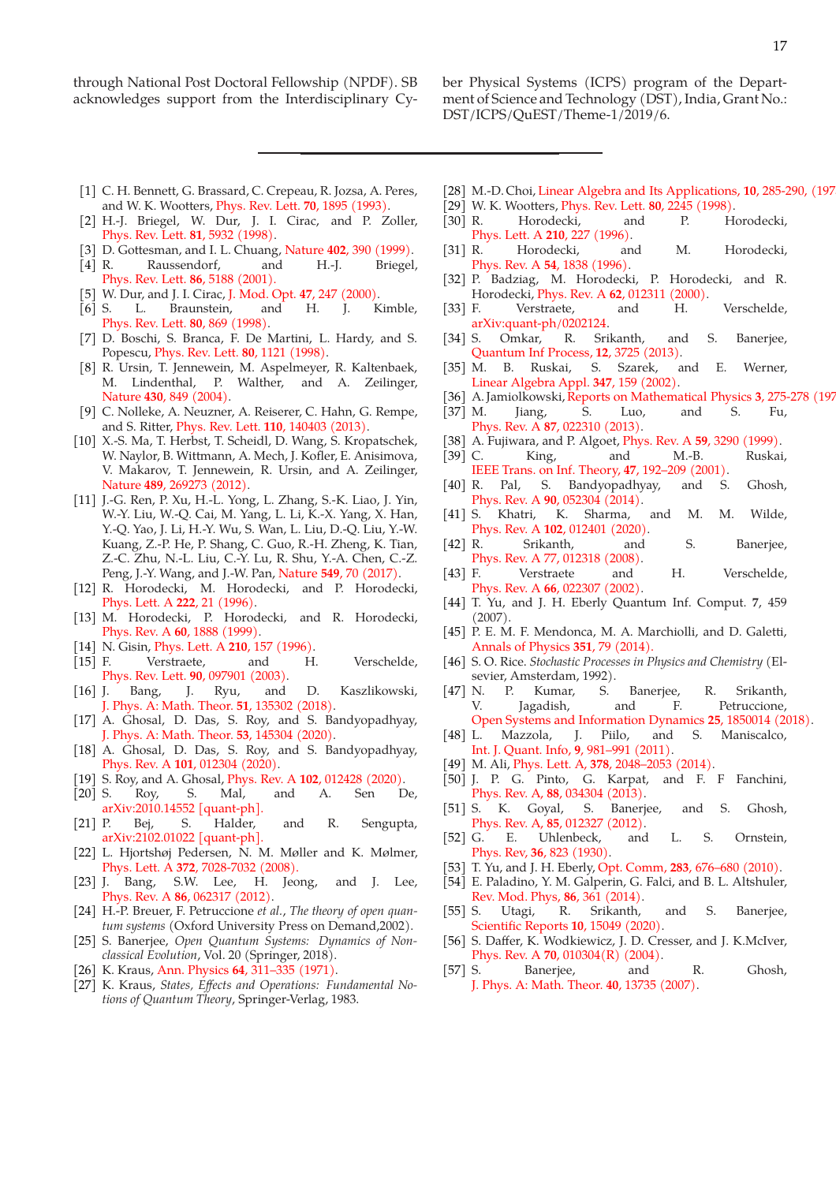through National Post Doctoral Fellowship (NPDF). SB acknowledges support from the Interdisciplinary Cyber Physical Systems (ICPS) program of the Department of Science and Technology (DST), India, Grant No.: DST/ICPS/QuEST/Theme-1/2019/6.

---

[1] C. H. Bennett, G. Brassard, C. Crepeau, R. Jozsa, A. Peres, and W. K. Wootters, Phys. Rev. Lett. **70**, 1895 (1993).
[2] H.-J. Briegel, W. Dur, J. I. Cirac, and P. Zoller, Phys. Rev. Lett. **81**, 5932 (1998).
[3] D. Gottesman, and I. L. Chuang, Nature **402**, 390 (1999).
[4] R. Raussendorf, and H.-J. Briegel, Phys. Rev. Lett. **86**, 5188 (2001).
[5] W. Dur, and J. I. Cirac, J. Mod. Opt. **47**, 247 (2000).
[6] S. L. Braunstein, and H. J. Kimble, Phys. Rev. Lett. **80**, 869 (1998).
[7] D. Boschi, S. Branca, F. De Martini, L. Hardy, and S. Popescu, Phys. Rev. Lett. **80**, 1121 (1998).
[8] R. Ursin, T. Jennewein, M. Aspelmeyer, R. Kaltenbaek, M. Lindenthal, P. Walther, and A. Zeilinger, Nature **430**, 849 (2004).
[9] C. Nolleke, A. Neuzner, A. Reiserer, C. Hahn, G. Rempe, and S. Ritter, Phys. Rev. Lett. **110**, 140403 (2013).
[10] X.-S. Ma, T. Herbst, T. Scheidl, D. Wang, S. Kropatschek, W. Naylor, B. Wittmann, A. Mech, J. Kofler, E. Anisimova, V. Makarov, T. Jennewein, R. Ursin, and A. Zeilinger, Nature **489**, 269273 (2012).
[11] J.-G. Ren, P. Xu, H.-L. Yong, L. Zhang, S.-K. Liao, J. Yin, W.-Y. Liu, W.-Q. Cai, M. Yang, L. Li, K.-X. Yang, X. Han, Y.-Q. Yao, J. Li, H.-Y. Wu, S. Wan, L. Liu, D.-Q. Liu, Y.-W. Kuang, Z.-P. He, P. Shang, C. Guo, R.-H. Zheng, K. Tian, Z.-C. Zhu, N.-L. Liu, C.-Y. Lu, R. Shu, Y.-A. Chen, C.-Z. Peng, J.-Y. Wang, and J.-W. Pan, Nature **549**, 70 (2017).
[12] R. Horodecki, M. Horodecki, and P. Horodecki, Phys. Lett. A **222**, 21 (1996).
[13] M. Horodecki, P. Horodecki, and R. Horodecki, Phys. Rev. A **60**, 1888 (1999).
[14] N. Gisin, Phys. Lett. A **210**, 157 (1996).
[15] F. Verstraete, and H. Verschelde, Phys. Rev. Lett. **90**, 097901 (2003).
[16] J. Bang, J. Ryu, and D. Kaszlikowski, J. Phys. A: Math. Theor. **51**, 135302 (2018).
[17] A. Ghosal, D. Das, S. Roy, and S. Bandyopadhyay, J. Phys. A: Math. Theor. **53**, 145304 (2020).
[18] A. Ghosal, D. Das, S. Roy, and S. Bandyopadhyay, Phys. Rev. A **101**, 012304 (2020).
[19] S. Roy, and A. Ghosal, Phys. Rev. A **102**, 012428 (2020).
[20] S. Roy, S. Mal, and A. Sen De, arXiv:2010.14552 [quant-ph].
[21] P. Bej, S. Halder, and R. Sengupta, arXiv:2102.01022 [quant-ph].
[22] L. Hjortshøj Pedersen, N. M. Møller and K. Mølmer, Phys. Lett. A **372**, 7028-7032 (2008).
[23] J. Bang, S.W. Lee, H. Jeong, and J. Lee, Phys. Rev. A **86**, 062317 (2012).
[24] H.-P. Breuer, F. Petruccione *et al.*, *The theory of open quantum systems* (Oxford University Press on Demand,2002).
[25] S. Banerjee, *Open Quantum Systems: Dynamics of Nonclassical Evolution*, Vol. 20 (Springer, 2018).
[26] K. Kraus, Ann. Physics **64**, 311–335 (1971).
[27] K. Kraus, *States, Effects and Operations: Fundamental Notions of Quantum Theory*, Springer-Verlag, 1983.
[28] M.-D. Choi, Linear Algebra and Its Applications, **10**, 285-290, (197
[29] W. K. Wootters, Phys. Rev. Lett. **80**, 2245 (1998).
[30] R. Horodecki, and P. Horodecki, Phys. Lett. A **210**, 227 (1996).
[31] R. Horodecki, and M. Horodecki, Phys. Rev. A **54**, 1838 (1996).
[32] P. Badziag, M. Horodecki, P. Horodecki, and R. Horodecki, Phys. Rev. A **62**, 012311 (2000).
[33] F. Verstraete, and H. Verschelde, arXiv:quant-ph/0202124.
[34] S. Omkar, R. Srikanth, and S. Banerjee, Quantum Inf Process, **12**, 3725 (2013).
[35] M. B. Ruskai, S. Szarek, and E. Werner, Linear Algebra Appl. **347**, 159 (2002).
[36] A. Jamiolkowski, Reports on Mathematical Physics **3**, 275-278 (197
[37] M. Jiang, S. Luo, and S. Fu, Phys. Rev. A **87**, 022310 (2013).
[38] A. Fujiwara, and P. Algoet, Phys. Rev. A **59**, 3290 (1999).
[39] C. King, and M.-B. Ruskai, IEEE Trans. on Inf. Theory, **47**, 192–209 (2001).
[40] R. Pal, S. Bandyopadhyay, and S. Ghosh, Phys. Rev. A **90**, 052304 (2014).
[41] S. Khatri, K. Sharma, and M. M. Wilde, Phys. Rev. A **102**, 012401 (2020).
[42] R. Srikanth, and S. Banerjee, Phys. Rev. A **77**, 012318 (2008).
[43] F. Verstraete and H. Verschelde, Phys. Rev. A **66**, 022307 (2002).
[44] T. Yu, and J. H. Eberly Quantum Inf. Comput. **7**, 459 (2007).
[45] P. E. M. F. Mendonca, M. A. Marchiolli, and D. Galetti, Annals of Physics **351**, 79 (2014).
[46] S. O. Rice. *Stochastic Processes in Physics and Chemistry* (Elsevier, Amsterdam, 1992).
[47] N. P. Kumar, S. Banerjee, R. Srikanth, V. Jagadish, and F. Petruccione, Open Systems and Information Dynamics **25**, 1850014 (2018).
[48] L. Mazzola, J. Piilo, and S. Maniscalco, Int. J. Quant. Info, **9**, 981–991 (2011).
[49] M. Ali, Phys. Lett. A, **378**, 2048–2053 (2014).
[50] J. P. G. Pinto, G. Karpat, and F. F Fanchini, Phys. Rev. A, **88**, 034304 (2013).
[51] S. K. Goyal, S. Banerjee, and S. Ghosh, Phys. Rev. A, **85**, 012327 (2012).
[52] G. E. Uhlenbeck, and L. S. Ornstein, Phys. Rev, **36**, 823 (1930).
[53] T. Yu, and J. H. Eberly, Opt. Comm, **283**, 676–680 (2010).
[54] E. Paladino, Y. M. Galperin, G. Falci, and B. L. Altshuler, Rev. Mod. Phys, **86**, 361 (2014).
[55] S. Utagi, R. Srikanth, and S. Banerjee, Scientific Reports **10**, 15049 (2020).
[56] S. Daffer, K. Wodkiewicz, J. D. Cresser, and J. K.McIver, Phys. Rev. A **70**, 010304(R) (2004).
[57] S. Banerjee, and R. Ghosh, J. Phys. A: Math. Theor. **40**, 13735 (2007).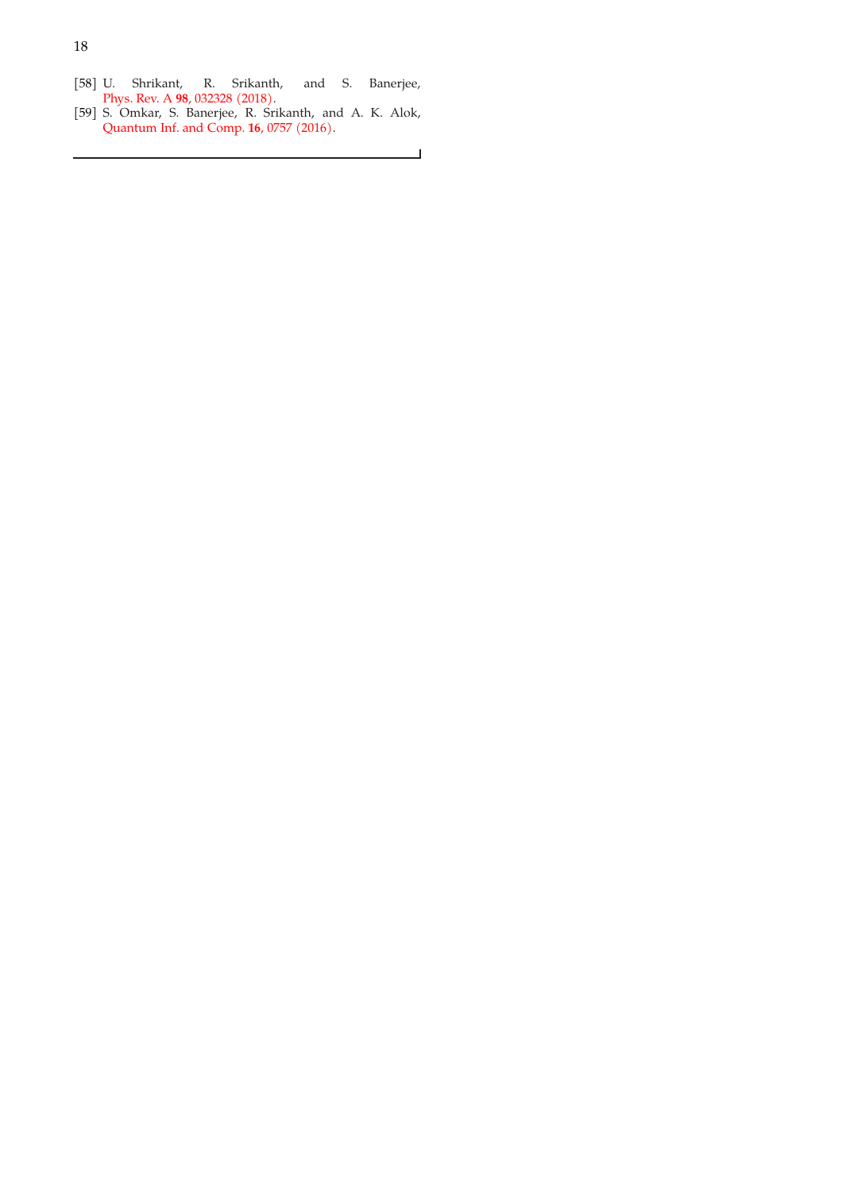[58] U. Shrikant, R. Srikanth, and S. Banerjee, Phys. Rev. A **98**, 032328 (2018).

[59] S. Omkar, S. Banerjee, R. Srikanth, and A. K. Alok, Quantum Inf. and Comp. **16**, 0757 (2016).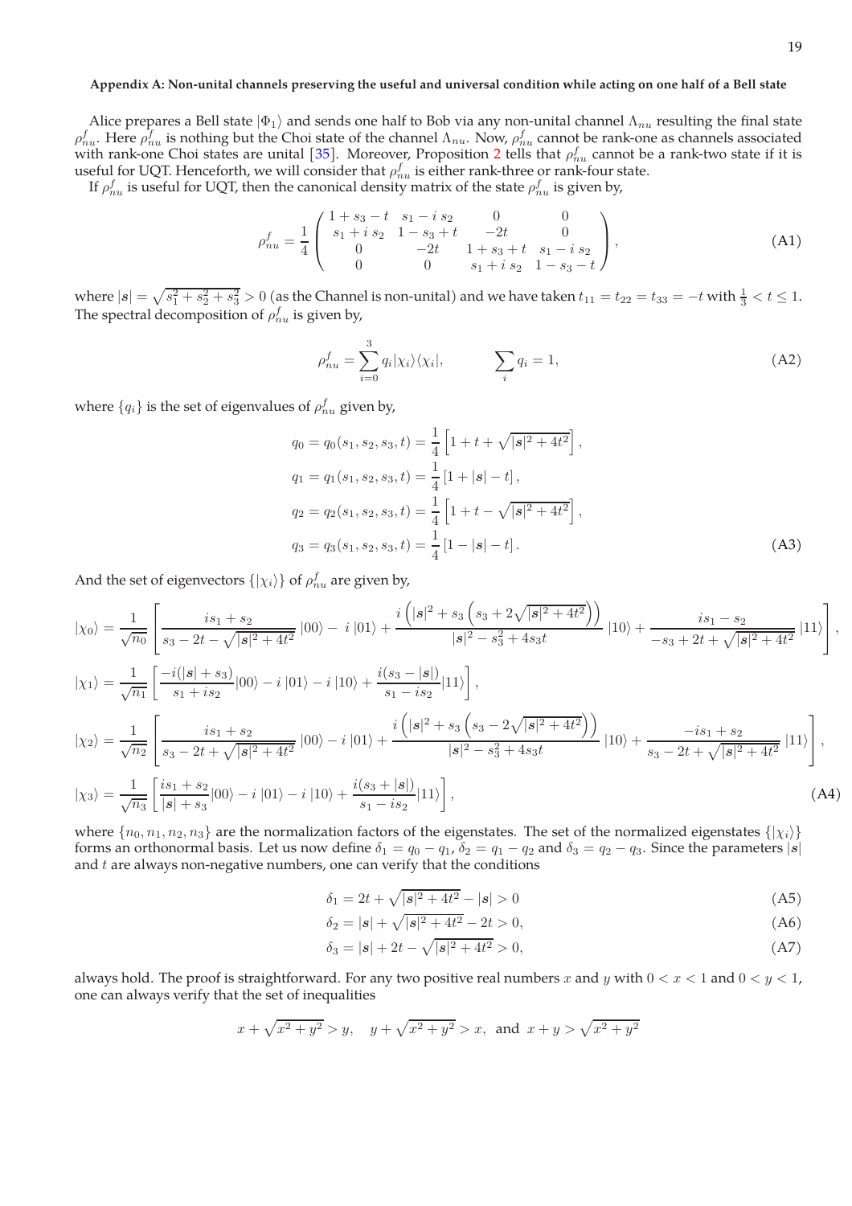### Appendix A: Non-unital channels preserving the useful and universal condition while acting on one half of a Bell state

Alice prepares a Bell state $|\Phi_1\rangle$ and sends one half to Bob via any non-unital channel $\Lambda_{nu}$ resulting the final state $\rho^f_{nu}$. Here $\rho^f_{nu}$ is nothing but the Choi state of the channel $\Lambda_{nu}$. Now, $\rho^f_{nu}$ cannot be rank-one as channels associated with rank-one Choi states are unital [35]. Moreover, Proposition 2 tells that $\rho^f_{nu}$ cannot be a rank-two state if it is useful for UQT. Henceforth, we will consider that $\rho^f_{nu}$ is either rank-three or rank-four state.

If $\rho^f_{nu}$ is useful for UQT, then the canonical density matrix of the state $\rho^f_{nu}$ is given by,

$$\rho^f_{nu} = \frac{1}{4}\begin{pmatrix} 1+s_3-t & s_1-i\,s_2 & 0 & 0 \\ s_1+i\,s_2 & 1-s_3+t & -2t & 0 \\ 0 & -2t & 1+s_3+t & s_1-i\,s_2 \\ 0 & 0 & s_1+i\,s_2 & 1-s_3-t \end{pmatrix}, \tag{A1}$$

where $|\boldsymbol{s}| = \sqrt{s_1^2+s_2^2+s_3^2} > 0$ (as the Channel is non-unital) and we have taken $t_{11} = t_{22} = t_{33} = -t$ with $\frac{1}{3} < t \leq 1$. The spectral decomposition of $\rho^f_{nu}$ is given by,

$$\rho^f_{nu} = \sum_{i=0}^{3} q_i |\chi_i\rangle\langle\chi_i|, \qquad \sum_i q_i = 1, \tag{A2}$$

where $\{q_i\}$ is the set of eigenvalues of $\rho^f_{nu}$ given by,

$$\begin{aligned}
q_0 &= q_0(s_1,s_2,s_3,t) = \frac{1}{4}\left[1+t+\sqrt{|\boldsymbol{s}|^2+4t^2}\right], \\
q_1 &= q_1(s_1,s_2,s_3,t) = \frac{1}{4}\left[1+|\boldsymbol{s}|-t\right], \\
q_2 &= q_2(s_1,s_2,s_3,t) = \frac{1}{4}\left[1+t-\sqrt{|\boldsymbol{s}|^2+4t^2}\right], \\
q_3 &= q_3(s_1,s_2,s_3,t) = \frac{1}{4}\left[1-|\boldsymbol{s}|-t\right].
\end{aligned} \tag{A3}$$

And the set of eigenvectors $\{|\chi_i\rangle\}$ of $\rho^f_{nu}$ are given by,

$$\begin{aligned}
|\chi_0\rangle &= \frac{1}{\sqrt{n_0}}\left[\frac{is_1+s_2}{s_3-2t-\sqrt{|\boldsymbol{s}|^2+4t^2}}\,|00\rangle - i\,|01\rangle + \frac{i\left(|\boldsymbol{s}|^2+s_3\left(s_3+2\sqrt{|\boldsymbol{s}|^2+4t^2}\right)\right)}{|\boldsymbol{s}|^2-s_3^2+4s_3t}\,|10\rangle + \frac{is_1-s_2}{-s_3+2t+\sqrt{|\boldsymbol{s}|^2+4t^2}}\,|11\rangle\right], \\
|\chi_1\rangle &= \frac{1}{\sqrt{n_1}}\left[\frac{-i(|\boldsymbol{s}|+s_3)}{s_1+is_2}|00\rangle - i\,|01\rangle - i\,|10\rangle + \frac{i(s_3-|\boldsymbol{s}|)}{s_1-is_2}|11\rangle\right], \\
|\chi_2\rangle &= \frac{1}{\sqrt{n_2}}\left[\frac{is_1+s_2}{s_3-2t+\sqrt{|\boldsymbol{s}|^2+4t^2}}\,|00\rangle - i\,|01\rangle + \frac{i\left(|\boldsymbol{s}|^2+s_3\left(s_3-2\sqrt{|\boldsymbol{s}|^2+4t^2}\right)\right)}{|\boldsymbol{s}|^2-s_3^2+4s_3t}\,|10\rangle + \frac{-is_1+s_2}{s_3-2t+\sqrt{|\boldsymbol{s}|^2+4t^2}}\,|11\rangle\right], \\
|\chi_3\rangle &= \frac{1}{\sqrt{n_3}}\left[\frac{is_1+s_2}{|\boldsymbol{s}|+s_3}|00\rangle - i\,|01\rangle - i\,|10\rangle + \frac{i(s_3+|\boldsymbol{s}|)}{s_1-is_2}|11\rangle\right],
\end{aligned} \tag{A4}$$

where $\{n_0, n_1, n_2, n_3\}$ are the normalization factors of the eigenstates. The set of the normalized eigenstates $\{|\chi_i\rangle\}$ forms an orthonormal basis. Let us now define $\delta_1 = q_0 - q_1$, $\delta_2 = q_1 - q_2$ and $\delta_3 = q_2 - q_3$. Since the parameters $|\boldsymbol{s}|$ and $t$ are always non-negative numbers, one can verify that the conditions

$$\delta_1 = 2t + \sqrt{|\boldsymbol{s}|^2+4t^2} - |\boldsymbol{s}| > 0 \tag{A5}$$

$$\delta_2 = |\boldsymbol{s}| + \sqrt{|\boldsymbol{s}|^2+4t^2} - 2t > 0, \tag{A6}$$

$$\delta_3 = |\boldsymbol{s}| + 2t - \sqrt{|\boldsymbol{s}|^2+4t^2} > 0, \tag{A7}$$

always hold. The proof is straightforward. For any two positive real numbers $x$ and $y$ with $0 < x < 1$ and $0 < y < 1$, one can always verify that the set of inequalities

$$x + \sqrt{x^2+y^2} > y, \quad y + \sqrt{x^2+y^2} > x, \;\text{ and }\; x + y > \sqrt{x^2+y^2}$$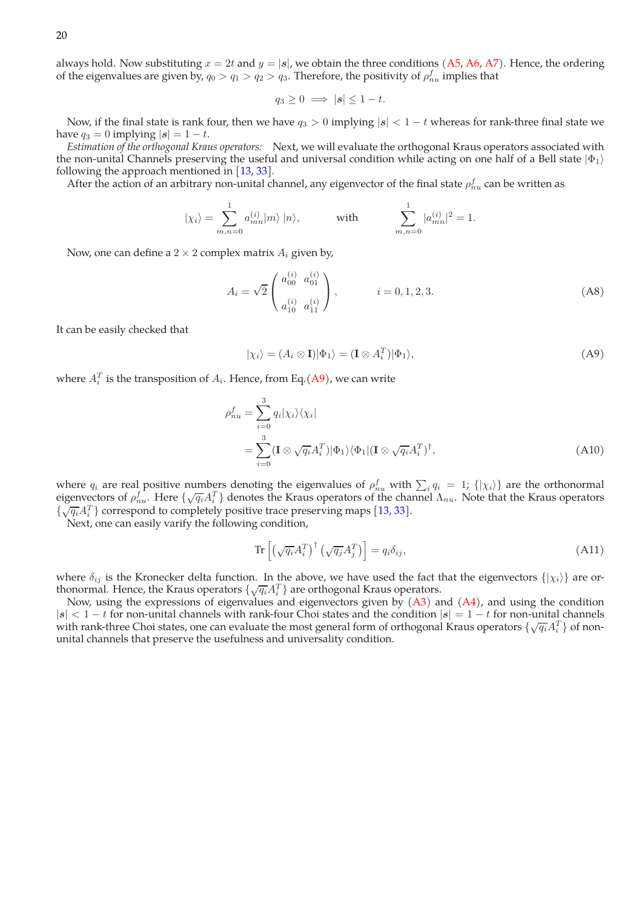always hold. Now substituting $x = 2t$ and $y = |\boldsymbol{s}|$, we obtain the three conditions (A5, A6, A7). Hence, the ordering of the eigenvalues are given by, $q_0 > q_1 > q_2 > q_3$. Therefore, the positivity of $\rho^f_{nu}$ implies that

$$q_3 \geq 0 \implies |\boldsymbol{s}| \leq 1 - t.$$

Now, if the final state is rank four, then we have $q_3 > 0$ implying $|\boldsymbol{s}| < 1 - t$ whereas for rank-three final state we have $q_3 = 0$ implying $|\boldsymbol{s}| = 1 - t$.

*Estimation of the orthogonal Kraus operators:* Next, we will evaluate the orthogonal Kraus operators associated with the non-unital Channels preserving the useful and universal condition while acting on one half of a Bell state $|\Phi_1\rangle$ following the approach mentioned in [13, 33].

After the action of an arbitrary non-unital channel, any eigenvector of the final state $\rho^f_{nu}$ can be written as

$$|\chi_i\rangle = \sum_{m,n=0}^{1} a^{(i)}_{mn} |m\rangle\, |n\rangle, \qquad \text{with} \qquad \sum_{m,n=0}^{1} |a^{(i)}_{mn}|^2 = 1.$$

Now, one can define a $2 \times 2$ complex matrix $A_i$ given by,

$$A_i = \sqrt{2} \begin{pmatrix} a^{(i)}_{00} & a^{(i)}_{01} \\ a^{(i)}_{10} & a^{(i)}_{11} \end{pmatrix}, \qquad i = 0, 1, 2, 3. \tag{A8}$$

It can be easily checked that

$$|\chi_i\rangle = (A_i \otimes \mathbf{I})|\Phi_1\rangle = (\mathbf{I} \otimes A_i^T)|\Phi_1\rangle, \tag{A9}$$

where $A_i^T$ is the transposition of $A_i$. Hence, from Eq.(A9), we can write

$$\begin{aligned} \rho^f_{nu} &= \sum_{i=0}^{3} q_i |\chi_i\rangle\langle\chi_i| \\ &= \sum_{i=0}^{3} (\mathbf{I} \otimes \sqrt{q_i} A_i^T)|\Phi_1\rangle\langle\Phi_1|(\mathbf{I} \otimes \sqrt{q_i} A_i^T)^\dagger, \end{aligned} \tag{A10}$$

where $q_i$ are real positive numbers denoting the eigenvalues of $\rho^f_{nu}$ with $\sum_i q_i = 1$; $\{|\chi_i\rangle\}$ are the orthonormal eigenvectors of $\rho^f_{nu}$. Here $\{\sqrt{q_i} A_i^T\}$ denotes the Kraus operators of the channel $\Lambda_{nu}$. Note that the Kraus operators $\{\sqrt{q_i} A_i^T\}$ correspond to completely positive trace preserving maps [13, 33].

Next, one can easily vanfy the following condition,

$$\text{Tr}\left[\left(\sqrt{q_i} A_i^T\right)^\dagger \left(\sqrt{q_j} A_j^T\right)\right] = q_i \delta_{ij}, \tag{A11}$$

where $\delta_{ij}$ is the Kronecker delta function. In the above, we have used the fact that the eigenvectors $\{|\chi_i\rangle\}$ are orthonormal. Hence, the Kraus operators $\{\sqrt{q_i} A_i^T\}$ are orthogonal Kraus operators.

Now, using the expressions of eigenvalues and eigenvectors given by (A3) and (A4), and using the condition $|\boldsymbol{s}| < 1 - t$ for non-unital channels with rank-four Choi states and the condition $|\boldsymbol{s}| = 1 - t$ for non-unital channels with rank-three Choi states, one can evaluate the most general form of orthogonal Kraus operators $\{\sqrt{q_i} A_i^T\}$ of non-unital channels that preserve the usefulness and universality condition.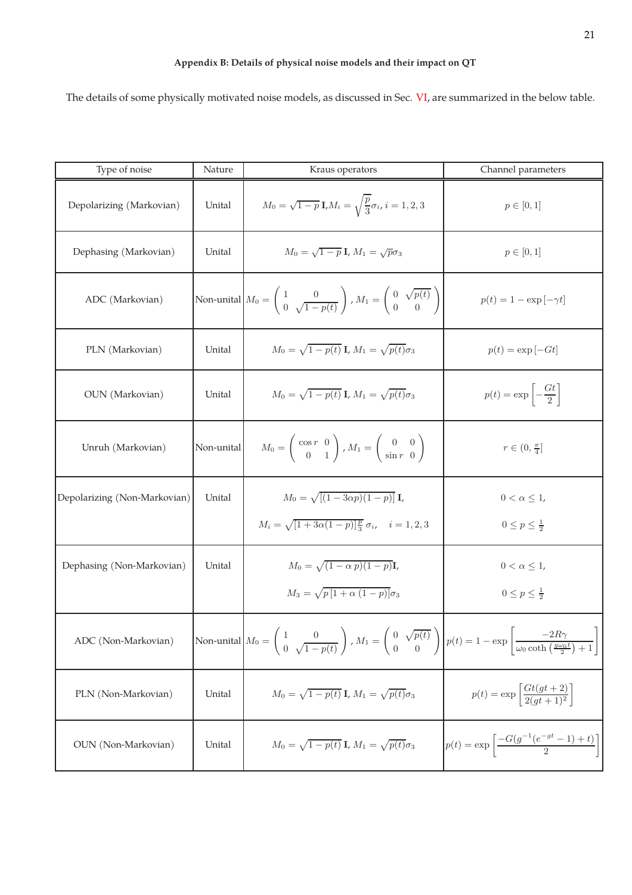### Appendix B: Details of physical noise models and their impact on QT

The details of some physically motivated noise models, as discussed in Sec. VI, are summarized in the below table.

| Type of noise | Nature | Kraus operators | Channel parameters |
|---|---|---|---|
| Depolarizing (Markovian) | Unital | $M_0 = \sqrt{1-p}\,\mathbf{I}, M_i = \sqrt{\frac{p}{3}}\sigma_i, i = 1,2,3$ | $p \in [0,1]$ |
| Dephasing (Markovian) | Unital | $M_0 = \sqrt{1-p}\,\mathbf{I}$, $M_1 = \sqrt{p}\sigma_3$ | $p \in [0,1]$ |
| ADC (Markovian) | Non-unital | $M_0 = \begin{pmatrix} 1 & 0 \\ 0 & \sqrt{1-p(t)} \end{pmatrix}$, $M_1 = \begin{pmatrix} 0 & \sqrt{p(t)} \\ 0 & 0 \end{pmatrix}$ | $p(t) = 1 - \exp\left[-\gamma t\right]$ |
| PLN (Markovian) | Unital | $M_0 = \sqrt{1-p(t)}\,\mathbf{I}$, $M_1 = \sqrt{p(t)}\sigma_3$ | $p(t) = \exp\left[-Gt\right]$ |
| OUN (Markovian) | Unital | $M_0 = \sqrt{1-p(t)}\,\mathbf{I}$, $M_1 = \sqrt{p(t)}\sigma_3$ | $p(t) = \exp\left[-\frac{Gt}{2}\right]$ |
| Unruh (Markovian) | Non-unital | $M_0 = \begin{pmatrix} \cos r & 0 \\ 0 & 1 \end{pmatrix}$, $M_1 = \begin{pmatrix} 0 & 0 \\ \sin r & 0 \end{pmatrix}$ | $r \in (0, \frac{\pi}{4}]$ |
| Depolarizing (Non-Markovian) | Unital | $M_0 = \sqrt{[(1-3\alpha p)(1-p)]}\,\mathbf{I}$, $M_i = \sqrt{[1+3\alpha(1-p)]\frac{p}{3}}\,\sigma_i, \quad i = 1,2,3$ | $0 < \alpha \leq 1$, $0 \leq p \leq \frac{1}{2}$ |
| Dephasing (Non-Markovian) | Unital | $M_0 = \sqrt{(1-\alpha\, p)(1-p)}\mathbf{I}$, $M_3 = \sqrt{p\,[1+\alpha\,(1-p)]}\sigma_3$ | $0 < \alpha \leq 1$, $0 \leq p \leq \frac{1}{2}$ |
| ADC (Non-Markovian) | Non-unital | $M_0 = \begin{pmatrix} 1 & 0 \\ 0 & \sqrt{1-p(t)} \end{pmatrix}$, $M_1 = \begin{pmatrix} 0 & \sqrt{p(t)} \\ 0 & 0 \end{pmatrix}$ | $p(t) = 1 - \exp\left[\frac{-2R\gamma}{\omega_0 \coth\left(\frac{g\omega_0 t}{2}\right) + 1}\right]$ |
| PLN (Non-Markovian) | Unital | $M_0 = \sqrt{1-p(t)}\,\mathbf{I}$, $M_1 = \sqrt{p(t)}\sigma_3$ | $p(t) = \exp\left[\frac{Gt(gt+2)}{2(gt+1)^2}\right]$ |
| OUN (Non-Markovian) | Unital | $M_0 = \sqrt{1-p(t)}\,\mathbf{I}$, $M_1 = \sqrt{p(t)}\sigma_3$ | $p(t) = \exp\left[\frac{-G(g^{-1}(e^{-gt}-1)+t)}{2}\right]$ |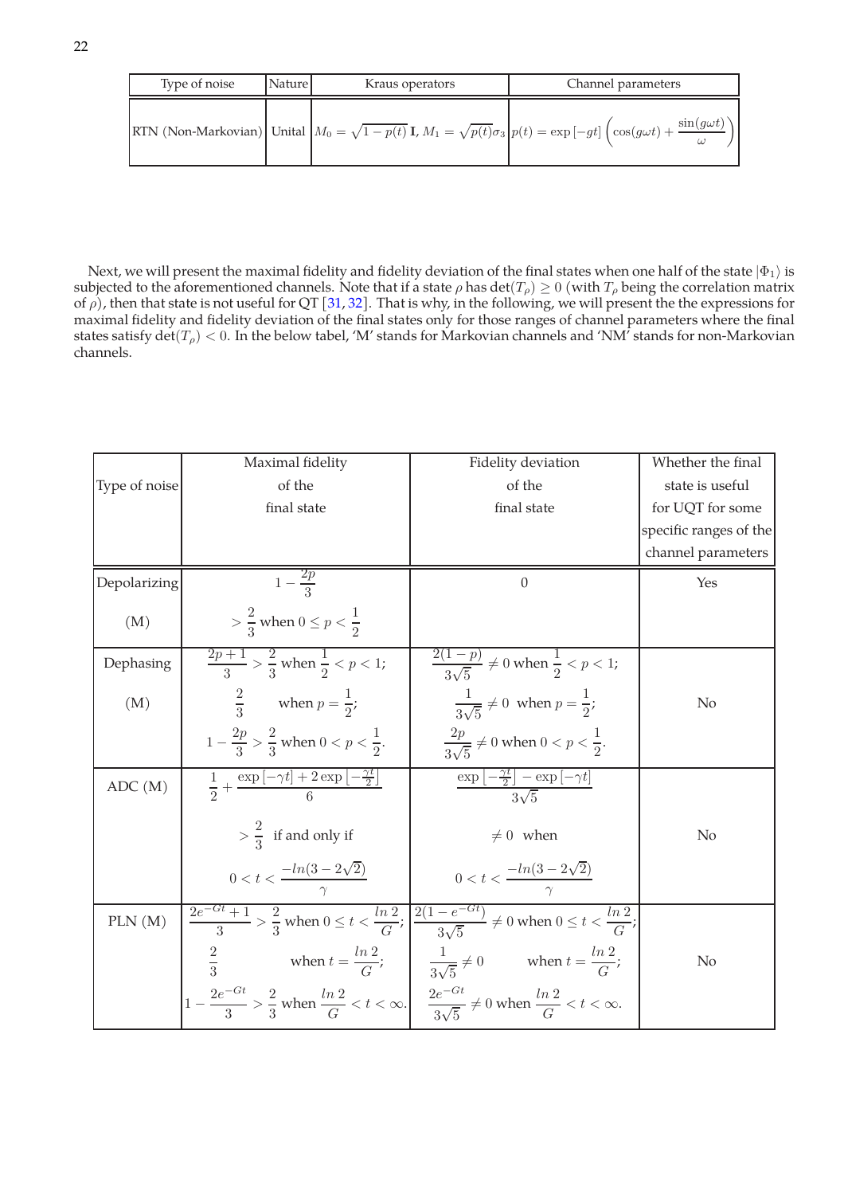| Type of noise | Nature | Kraus operators | Channel parameters |
|---|---|---|---|
| RTN (Non-Markovian) | Unital | $M_0 = \sqrt{1-p(t)}\,\mathbf{I}$, $M_1 = \sqrt{p(t)}\sigma_3$ | $p(t) = \exp[-gt]\left(\cos(g\omega t) + \frac{\sin(g\omega t)}{\omega}\right)$ |

Next, we will present the maximal fidelity and fidelity deviation of the final states when one half of the state $|\Phi_1\rangle$ is subjected to the aforementioned channels. Note that if a state $\rho$ has $\det(T_\rho) \geq 0$ (with $T_\rho$ being the correlation matrix of $\rho$), then that state is not useful for QT [31, 32]. That is why, in the following, we will present the the expressions for maximal fidelity and fidelity deviation of the final states only for those ranges of channel parameters where the final states satisfy $\det(T_\rho) < 0$. In the below tabel, 'M' stands for Markovian channels and 'NM' stands for non-Markovian channels.

| Type of noise | Maximal fidelity of the final state | Fidelity deviation of the final state | Whether the final state is useful for UQT for some specific ranges of the channel parameters |
|---|---|---|---|
| Depolarizing (M) | $1 - \frac{2p}{3}$ $> \frac{2}{3}$ when $0 \leq p < \frac{1}{2}$ | $0$ | Yes |
| Dephasing (M) | $\frac{2p+1}{3} > \frac{2}{3}$ when $\frac{1}{2} < p < 1$; $\frac{2}{3}$ when $p = \frac{1}{2}$; $1 - \frac{2p}{3} > \frac{2}{3}$ when $0 < p < \frac{1}{2}$. | $\frac{2(1-p)}{3\sqrt{5}} \neq 0$ when $\frac{1}{2} < p < 1$; $\frac{1}{3\sqrt{5}} \neq 0$ when $p = \frac{1}{2}$; $\frac{2p}{3\sqrt{5}} \neq 0$ when $0 < p < \frac{1}{2}$. | No |
| ADC (M) | $\frac{1}{2} + \frac{\exp[-\gamma t] + 2\exp\left[-\frac{\gamma t}{2}\right]}{6}$ $> \frac{2}{3}$ if and only if $0 < t < \frac{-ln(3-2\sqrt{2})}{\gamma}$ | $\frac{\exp\left[-\frac{\gamma t}{2}\right] - \exp[-\gamma t]}{3\sqrt{5}}$ $\neq 0$ when $0 < t < \frac{-ln(3-2\sqrt{2})}{\gamma}$ | No |
| PLN (M) | $\frac{2e^{-Gt}+1}{3} > \frac{2}{3}$ when $0 \leq t < \frac{ln\,2}{G}$; $\frac{2}{3}$ when $t = \frac{ln\,2}{G}$; $1 - \frac{2e^{-Gt}}{3} > \frac{2}{3}$ when $\frac{ln\,2}{G} < t < \infty$. | $\frac{2(1-e^{-Gt})}{3\sqrt{5}} \neq 0$ when $0 \leq t < \frac{ln\,2}{G}$; $\frac{1}{3\sqrt{5}} \neq 0$ when $t = \frac{ln\,2}{G}$; $\frac{2e^{-Gt}}{3\sqrt{5}} \neq 0$ when $\frac{ln\,2}{G} < t < \infty$. | No |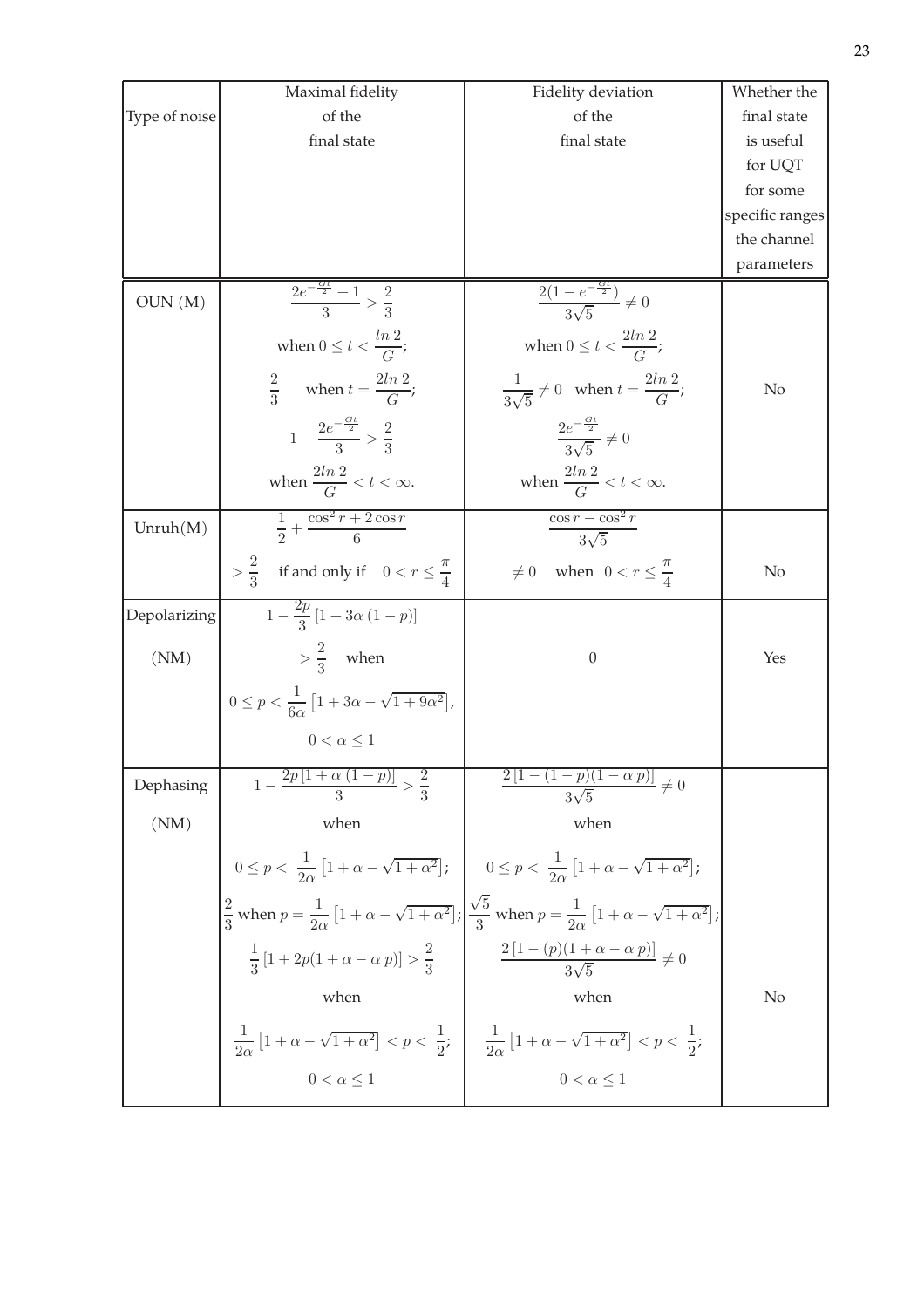| Type of noise | Maximal fidelity of the final state | Fidelity deviation of the final state | Whether the final state is useful for UQT for some specific ranges the channel parameters |
|---|---|---|---|
| OUN (M) | $\frac{2e^{-\frac{Gt}{2}}+1}{3} > \frac{2}{3}$ when $0 \leq t < \frac{ln\,2}{G}$; $\frac{2}{3}$ when $t = \frac{2ln\,2}{G}$; $1 - \frac{2e^{-\frac{Gt}{2}}}{3} > \frac{2}{3}$ when $\frac{2ln\,2}{G} < t < \infty$. | $\frac{2(1-e^{-\frac{Gt}{2}})}{3\sqrt{5}} \neq 0$ when $0 \leq t < \frac{2ln\,2}{G}$; $\frac{1}{3\sqrt{5}} \neq 0$ when $t = \frac{2ln\,2}{G}$; $\frac{2e^{-\frac{Gt}{2}}}{3\sqrt{5}} \neq 0$ when $\frac{2ln\,2}{G} < t < \infty$. | No |
| Unruh(M) | $\frac{1}{2} + \frac{\cos^2 r + 2\cos r}{6}$ $> \frac{2}{3}$ if and only if $0 < r \leq \frac{\pi}{4}$ | $\frac{\cos r - \cos^2 r}{3\sqrt{5}}$ $\neq 0$ when $0 < r \leq \frac{\pi}{4}$ | No |
| Depolarizing (NM) | $1 - \frac{2p}{3}\left[1 + 3\alpha\,(1-p)\right]$ $> \frac{2}{3}$ when $0 \leq p < \frac{1}{6\alpha}\left[1 + 3\alpha - \sqrt{1+9\alpha^2}\right]$, $0 < \alpha \leq 1$ | $0$ | Yes |
| Dephasing (NM) | $1 - \frac{2p\left[1+\alpha\,(1-p)\right]}{3} > \frac{2}{3}$ when $0 \leq p < \frac{1}{2\alpha}\left[1+\alpha-\sqrt{1+\alpha^2}\right]$; $\frac{2}{3}$ when $p = \frac{1}{2\alpha}\left[1+\alpha-\sqrt{1+\alpha^2}\right]$; $\frac{1}{3}\left[1 + 2p(1+\alpha-\alpha\,p)\right] > \frac{2}{3}$ when $\frac{1}{2\alpha}\left[1+\alpha-\sqrt{1+\alpha^2}\right] < p < \frac{1}{2}$; $0 < \alpha \leq 1$ | $\frac{2\left[1-(1-p)(1-\alpha\,p)\right]}{3\sqrt{5}} \neq 0$ when $0 \leq p < \frac{1}{2\alpha}\left[1+\alpha-\sqrt{1+\alpha^2}\right]$; $\frac{\sqrt{5}}{3}$ when $p = \frac{1}{2\alpha}\left[1+\alpha-\sqrt{1+\alpha^2}\right]$; $\frac{2\left[1-(p)(1+\alpha-\alpha\,p)\right]}{3\sqrt{5}} \neq 0$ when $\frac{1}{2\alpha}\left[1+\alpha-\sqrt{1+\alpha^2}\right] < p < \frac{1}{2}$; $0 < \alpha \leq 1$ | No |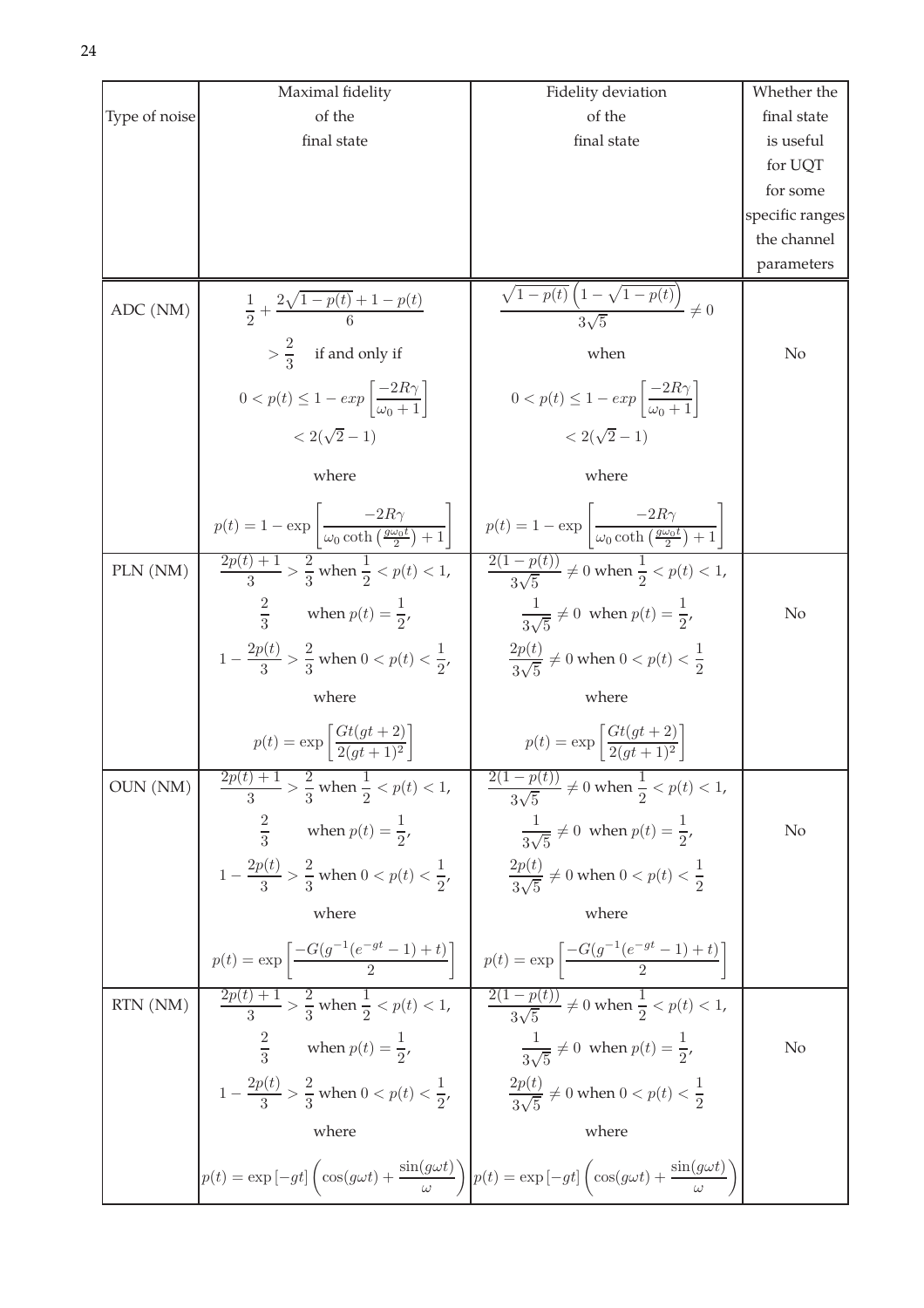| Type of noise | Maximal fidelity of the final state | Fidelity deviation of the final state | Whether the final state is useful for UQT for some specific ranges the channel parameters |
|---|---|---|---|
| ADC (NM) | $\frac{1}{2}+\frac{2\sqrt{1-p(t)}+1-p(t)}{6}$ $>\frac{2}{3}$ if and only if $0<p(t)\leq 1-exp\left[\frac{-2R\gamma}{\omega_0+1}\right]$ $<2(\sqrt{2}-1)$ where $p(t)=1-\exp\left[\frac{-2R\gamma}{\omega_0\coth\left(\frac{g\omega_0 t}{2}\right)+1}\right]$ | $\frac{\sqrt{1-p(t)}\left(1-\sqrt{1-p(t)}\right)}{3\sqrt{5}}\neq 0$ when $0<p(t)\leq 1-exp\left[\frac{-2R\gamma}{\omega_0+1}\right]$ $<2(\sqrt{2}-1)$ where $p(t)=1-\exp\left[\frac{-2R\gamma}{\omega_0\coth\left(\frac{g\omega_0 t}{2}\right)+1}\right]$ | No |
| PLN (NM) | $\frac{2p(t)+1}{3}>\frac{2}{3}$ when $\frac{1}{2}<p(t)<1$, $\frac{2}{3}$ when $p(t)=\frac{1}{2}$, $1-\frac{2p(t)}{3}>\frac{2}{3}$ when $0<p(t)<\frac{1}{2}$, where $p(t)=\exp\left[\frac{Gt(gt+2)}{2(gt+1)^2}\right]$ | $\frac{2(1-p(t))}{3\sqrt{5}}\neq 0$ when $\frac{1}{2}<p(t)<1$, $\frac{1}{3\sqrt{5}}\neq 0$ when $p(t)=\frac{1}{2}$, $\frac{2p(t)}{3\sqrt{5}}\neq 0$ when $0<p(t)<\frac{1}{2}$ where $p(t)=\exp\left[\frac{Gt(gt+2)}{2(gt+1)^2}\right]$ | No |
| OUN (NM) | $\frac{2p(t)+1}{3}>\frac{2}{3}$ when $\frac{1}{2}<p(t)<1$, $\frac{2}{3}$ when $p(t)=\frac{1}{2}$, $1-\frac{2p(t)}{3}>\frac{2}{3}$ when $0<p(t)<\frac{1}{2}$, where $p(t)=\exp\left[\frac{-G(g^{-1}(e^{-gt}-1)+t)}{2}\right]$ | $\frac{2(1-p(t))}{3\sqrt{5}}\neq 0$ when $\frac{1}{2}<p(t)<1$, $\frac{1}{3\sqrt{5}}\neq 0$ when $p(t)=\frac{1}{2}$, $\frac{2p(t)}{3\sqrt{5}}\neq 0$ when $0<p(t)<\frac{1}{2}$ where $p(t)=\exp\left[\frac{-G(g^{-1}(e^{-gt}-1)+t)}{2}\right]$ | No |
| RTN (NM) | $\frac{2p(t)+1}{3}>\frac{2}{3}$ when $\frac{1}{2}<p(t)<1$, $\frac{2}{3}$ when $p(t)=\frac{1}{2}$, $1-\frac{2p(t)}{3}>\frac{2}{3}$ when $0<p(t)<\frac{1}{2}$, where $p(t)=\exp\left[-gt\right]\left(\cos(g\omega t)+\frac{\sin(g\omega t)}{\omega}\right)$ | $\frac{2(1-p(t))}{3\sqrt{5}}\neq 0$ when $\frac{1}{2}<p(t)<1$, $\frac{1}{3\sqrt{5}}\neq 0$ when $p(t)=\frac{1}{2}$, $\frac{2p(t)}{3\sqrt{5}}\neq 0$ when $0<p(t)<\frac{1}{2}$ where $p(t)=\exp\left[-gt\right]\left(\cos(g\omega t)+\frac{\sin(g\omega t)}{\omega}\right)$ | No |